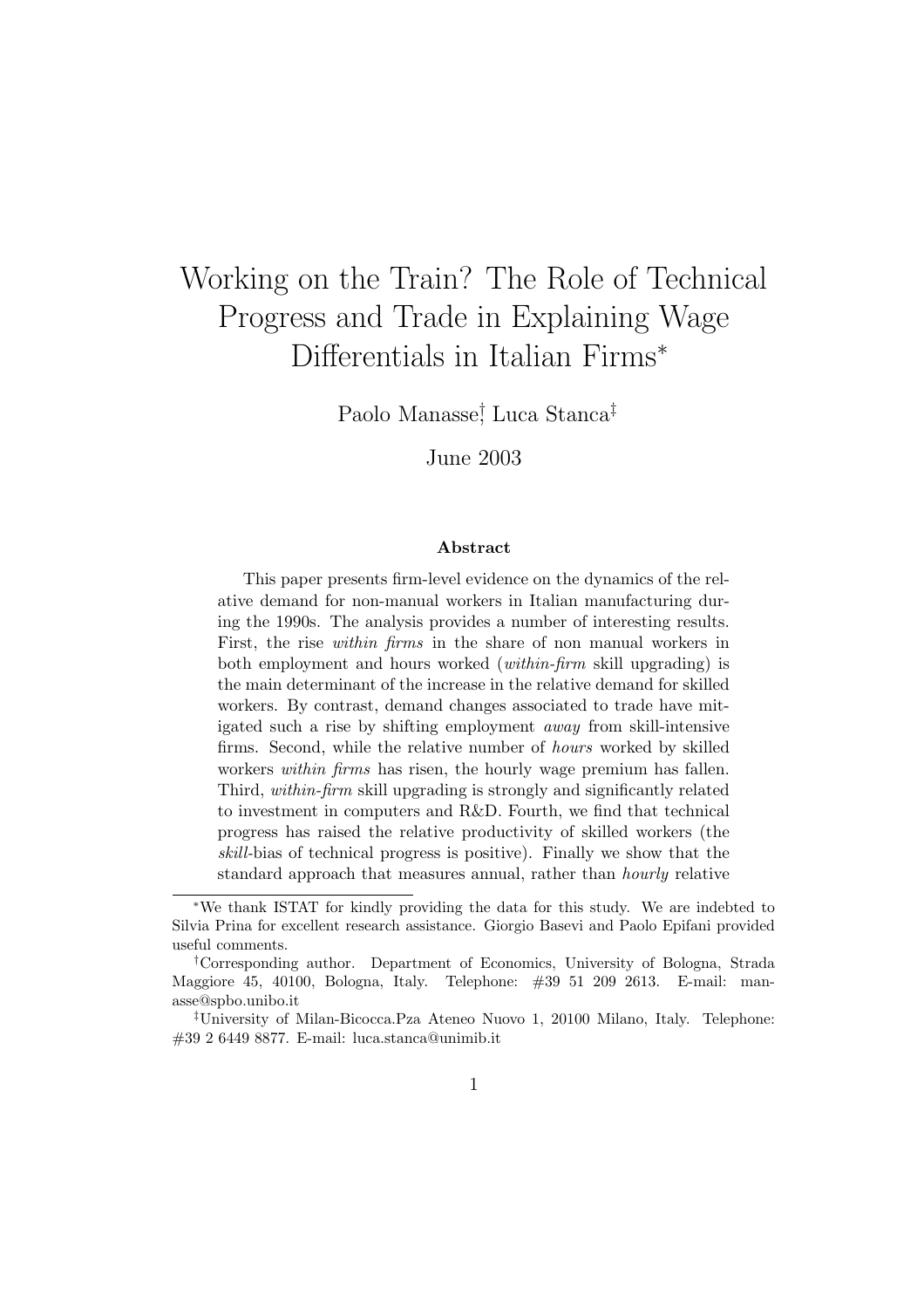# Working on the Train? The Role of Technical Progress and Trade in Explaining Wage Differentials in Italian Firms*

Paolo Manasse[†], Luca Stanca[‡]

June 2003

### Abstract

This paper presents firm-level evidence on the dynamics of the relative demand for non-manual workers in Italian manufacturing during the 1990s. The analysis provides a number of interesting results. First, the rise *within firms* in the share of non manual workers in both employment and hours worked (*within-firm* skill upgrading) is the main determinant of the increase in the relative demand for skilled workers. By contrast, demand changes associated to trade have mitigated such a rise by shifting employment *away* from skill-intensive firms. Second, while the relative number of *hours* worked by skilled workers *within firms* has risen, the hourly wage premium has fallen. Third, *within-firm* skill upgrading is strongly and significantly related to investment in computers and R&D. Fourth, we find that technical progress has raised the relative productivity of skilled workers (the *skill*-bias of technical progress is positive). Finally we show that the standard approach that measures annual, rather than *hourly* relative

---

*We thank ISTAT for kindly providing the data for this study. We are indebted to Silvia Prina for excellent research assistance. Giorgio Basevi and Paolo Epifani provided useful comments.

†Corresponding author. Department of Economics, University of Bologna, Strada Maggiore 45, 40100, Bologna, Italy. Telephone: #39 51 209 2613. E-mail: manasse@spbo.unibo.it

‡University of Milan-Bicocca.Pza Ateneo Nuovo 1, 20100 Milano, Italy. Telephone: #39 2 6449 8877. E-mail: luca.stanca@unimib.it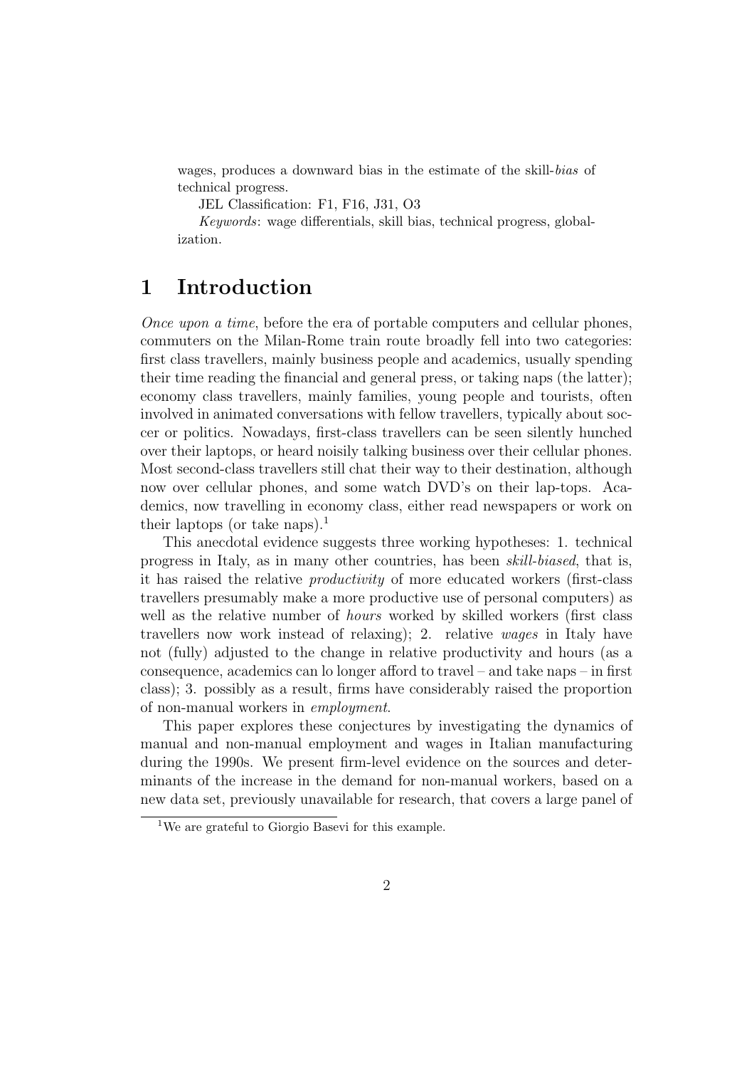wages, produces a downward bias in the estimate of the skill-*bias* of technical progress.

JEL Classification: F1, F16, J31, O3

*Keywords*: wage differentials, skill bias, technical progress, globalization.

# 1 Introduction

*Once upon a time*, before the era of portable computers and cellular phones, commuters on the Milan-Rome train route broadly fell into two categories: first class travellers, mainly business people and academics, usually spending their time reading the financial and general press, or taking naps (the latter); economy class travellers, mainly families, young people and tourists, often involved in animated conversations with fellow travellers, typically about soccer or politics. Nowadays, first-class travellers can be seen silently hunched over their laptops, or heard noisily talking business over their cellular phones. Most second-class travellers still chat their way to their destination, although now over cellular phones, and some watch DVD's on their lap-tops. Academics, now travelling in economy class, either read newspapers or work on their laptops (or take naps).[1]

This anecdotal evidence suggests three working hypotheses: 1. technical progress in Italy, as in many other countries, has been *skill-biased*, that is, it has raised the relative *productivity* of more educated workers (first-class travellers presumably make a more productive use of personal computers) as well as the relative number of *hours* worked by skilled workers (first class travellers now work instead of relaxing); 2. relative *wages* in Italy have not (fully) adjusted to the change in relative productivity and hours (as a consequence, academics can lo longer afford to travel – and take naps – in first class); 3. possibly as a result, firms have considerably raised the proportion of non-manual workers in *employment*.

This paper explores these conjectures by investigating the dynamics of manual and non-manual employment and wages in Italian manufacturing during the 1990s. We present firm-level evidence on the sources and determinants of the increase in the demand for non-manual workers, based on a new data set, previously unavailable for research, that covers a large panel of

[1] We are grateful to Giorgio Basevi for this example.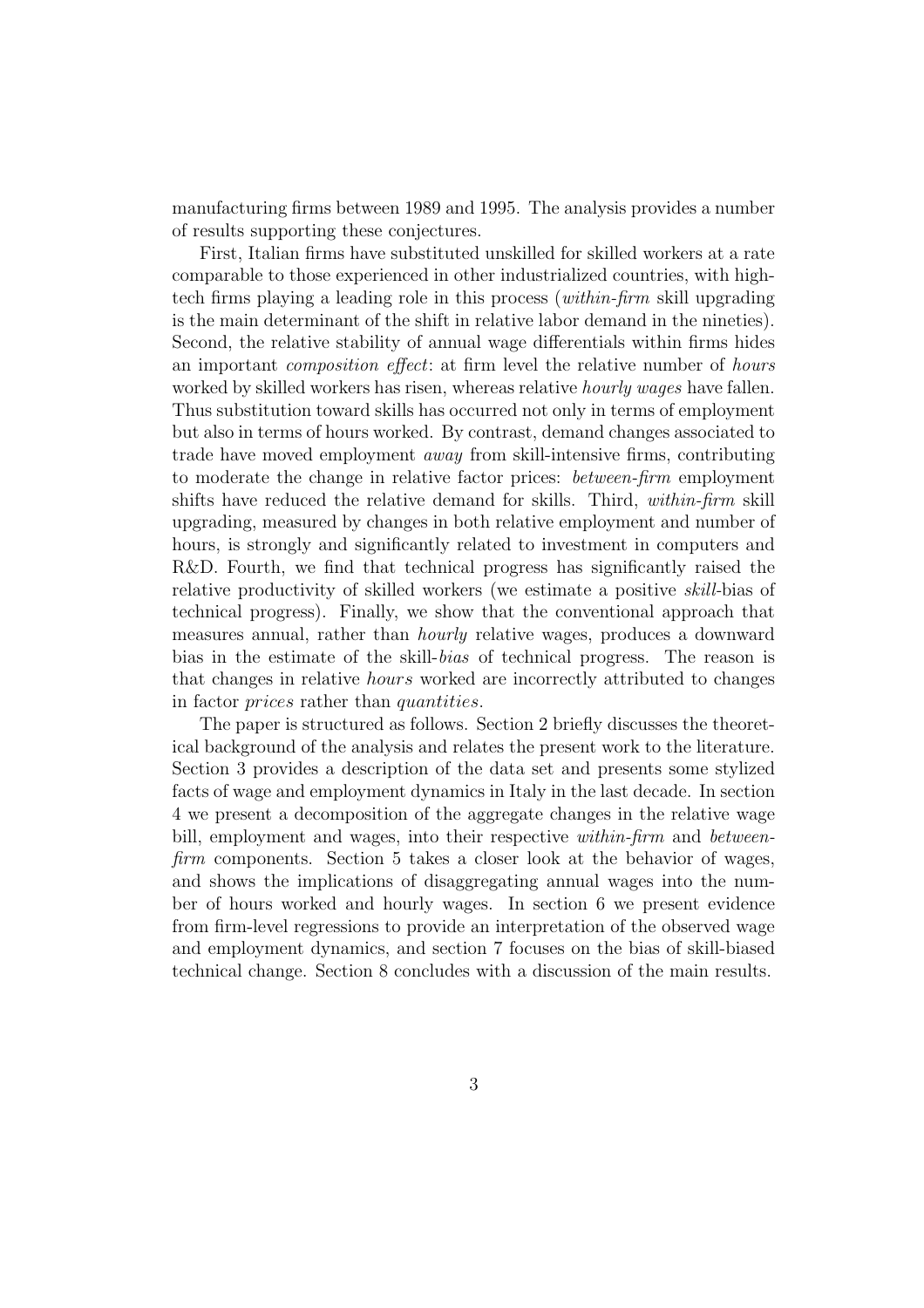manufacturing firms between 1989 and 1995. The analysis provides a number of results supporting these conjectures.

First, Italian firms have substituted unskilled for skilled workers at a rate comparable to those experienced in other industrialized countries, with high-tech firms playing a leading role in this process (*within-firm* skill upgrading is the main determinant of the shift in relative labor demand in the nineties). Second, the relative stability of annual wage differentials within firms hides an important *composition effect*: at firm level the relative number of *hours* worked by skilled workers has risen, whereas relative *hourly wages* have fallen. Thus substitution toward skills has occurred not only in terms of employment but also in terms of hours worked. By contrast, demand changes associated to trade have moved employment *away* from skill-intensive firms, contributing to moderate the change in relative factor prices: *between-firm* employment shifts have reduced the relative demand for skills. Third, *within-firm* skill upgrading, measured by changes in both relative employment and number of hours, is strongly and significantly related to investment in computers and R&D. Fourth, we find that technical progress has significantly raised the relative productivity of skilled workers (we estimate a positive *skill*-bias of technical progress). Finally, we show that the conventional approach that measures annual, rather than *hourly* relative wages, produces a downward bias in the estimate of the skill-*bias* of technical progress. The reason is that changes in relative *hours* worked are incorrectly attributed to changes in factor *prices* rather than *quantities*.

The paper is structured as follows. Section 2 briefly discusses the theoretical background of the analysis and relates the present work to the literature. Section 3 provides a description of the data set and presents some stylized facts of wage and employment dynamics in Italy in the last decade. In section 4 we present a decomposition of the aggregate changes in the relative wage bill, employment and wages, into their respective *within-firm* and *between-firm* components. Section 5 takes a closer look at the behavior of wages, and shows the implications of disaggregating annual wages into the number of hours worked and hourly wages. In section 6 we present evidence from firm-level regressions to provide an interpretation of the observed wage and employment dynamics, and section 7 focuses on the bias of skill-biased technical change. Section 8 concludes with a discussion of the main results.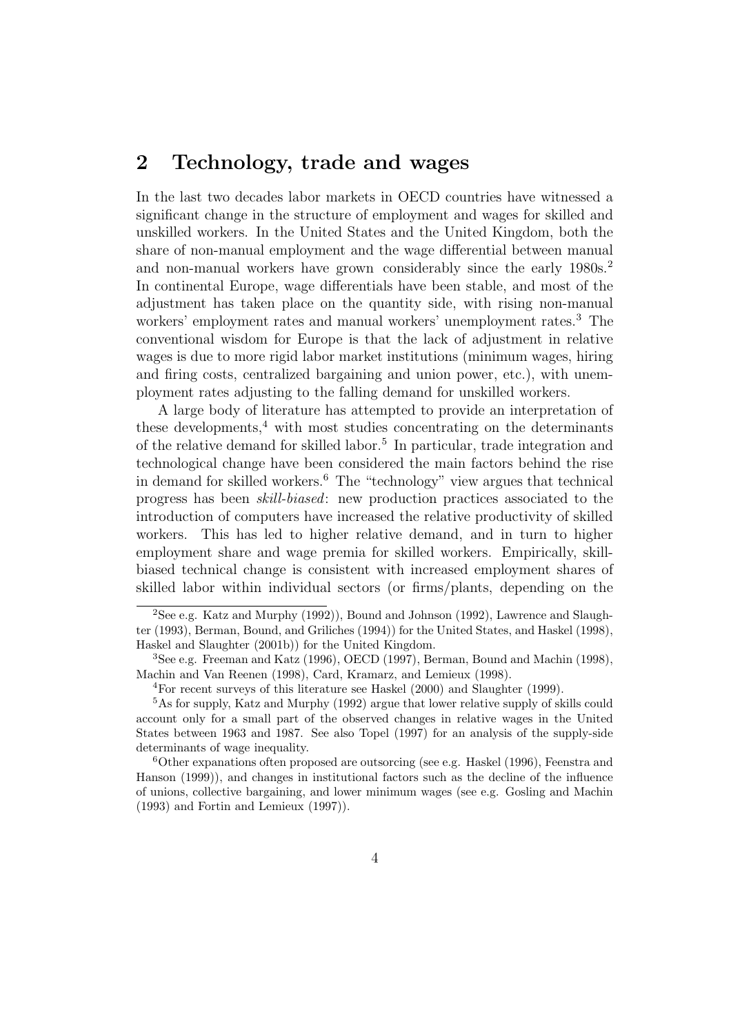## 2 Technology, trade and wages

In the last two decades labor markets in OECD countries have witnessed a significant change in the structure of employment and wages for skilled and unskilled workers. In the United States and the United Kingdom, both the share of non-manual employment and the wage differential between manual and non-manual workers have grown considerably since the early 1980s.[2] In continental Europe, wage differentials have been stable, and most of the adjustment has taken place on the quantity side, with rising non-manual workers' employment rates and manual workers' unemployment rates.[3] The conventional wisdom for Europe is that the lack of adjustment in relative wages is due to more rigid labor market institutions (minimum wages, hiring and firing costs, centralized bargaining and union power, etc.), with unemployment rates adjusting to the falling demand for unskilled workers.

A large body of literature has attempted to provide an interpretation of these developments,[4] with most studies concentrating on the determinants of the relative demand for skilled labor.[5] In particular, trade integration and technological change have been considered the main factors behind the rise in demand for skilled workers.[6] The "technology" view argues that technical progress has been *skill-biased*: new production practices associated to the introduction of computers have increased the relative productivity of skilled workers. This has led to higher relative demand, and in turn to higher employment share and wage premia for skilled workers. Empirically, skill-biased technical change is consistent with increased employment shares of skilled labor within individual sectors (or firms/plants, depending on the

---

[2] See e.g. Katz and Murphy (1992)), Bound and Johnson (1992), Lawrence and Slaughter (1993), Berman, Bound, and Griliches (1994)) for the United States, and Haskel (1998), Haskel and Slaughter (2001b)) for the United Kingdom.

[3] See e.g. Freeman and Katz (1996), OECD (1997), Berman, Bound and Machin (1998), Machin and Van Reenen (1998), Card, Kramarz, and Lemieux (1998).

[4] For recent surveys of this literature see Haskel (2000) and Slaughter (1999).

[5] As for supply, Katz and Murphy (1992) argue that lower relative supply of skills could account only for a small part of the observed changes in relative wages in the United States between 1963 and 1987. See also Topel (1997) for an analysis of the supply-side determinants of wage inequality.

[6] Other expanations often proposed are outsorcing (see e.g. Haskel (1996), Feenstra and Hanson (1999)), and changes in institutional factors such as the decline of the influence of unions, collective bargaining, and lower minimum wages (see e.g. Gosling and Machin (1993) and Fortin and Lemieux (1997)).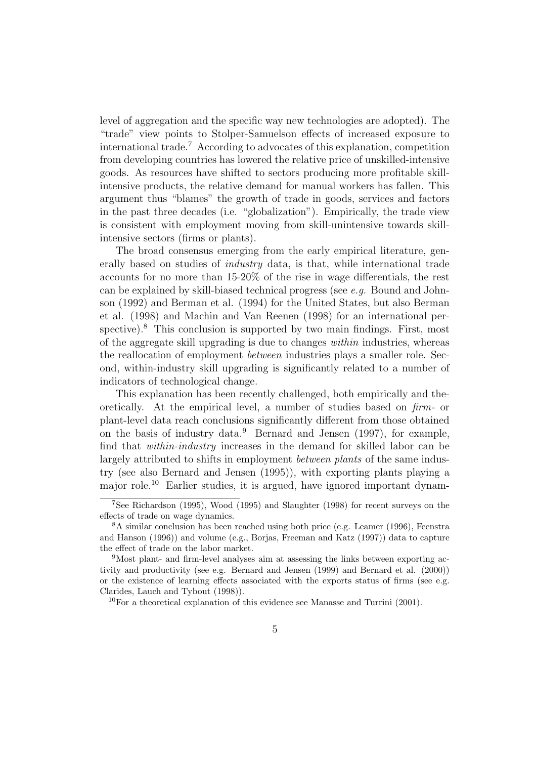level of aggregation and the specific way new technologies are adopted). The "trade" view points to Stolper-Samuelson effects of increased exposure to international trade.[7] According to advocates of this explanation, competition from developing countries has lowered the relative price of unskilled-intensive goods. As resources have shifted to sectors producing more profitable skill-intensive products, the relative demand for manual workers has fallen. This argument thus "blames" the growth of trade in goods, services and factors in the past three decades (i.e. "globalization"). Empirically, the trade view is consistent with employment moving from skill-unintensive towards skill-intensive sectors (firms or plants).

The broad consensus emerging from the early empirical literature, generally based on studies of *industry* data, is that, while international trade accounts for no more than 15-20% of the rise in wage differentials, the rest can be explained by skill-biased technical progress (see *e.g.* Bound and Johnson (1992) and Berman et al. (1994) for the United States, but also Berman et al. (1998) and Machin and Van Reenen (1998) for an international perspective).[8] This conclusion is supported by two main findings. First, most of the aggregate skill upgrading is due to changes *within* industries, whereas the reallocation of employment *between* industries plays a smaller role. Second, within-industry skill upgrading is significantly related to a number of indicators of technological change.

This explanation has been recently challenged, both empirically and theoretically. At the empirical level, a number of studies based on *firm-* or plant-level data reach conclusions significantly different from those obtained on the basis of industry data.[9] Bernard and Jensen (1997), for example, find that *within-industry* increases in the demand for skilled labor can be largely attributed to shifts in employment *between plants* of the same industry (see also Bernard and Jensen (1995)), with exporting plants playing a major role.[10] Earlier studies, it is argued, have ignored important dynam-

[7] See Richardson (1995), Wood (1995) and Slaughter (1998) for recent surveys on the effects of trade on wage dynamics.

[8] A similar conclusion has been reached using both price (e.g. Leamer (1996), Feenstra and Hanson (1996)) and volume (e.g., Borjas, Freeman and Katz (1997)) data to capture the effect of trade on the labor market.

[9] Most plant- and firm-level analyses aim at assessing the links between exporting activity and productivity (see e.g. Bernard and Jensen (1999) and Bernard et al. (2000)) or the existence of learning effects associated with the exports status of firms (see e.g. Clarides, Lauch and Tybout (1998)).

[10] For a theoretical explanation of this evidence see Manasse and Turrini (2001).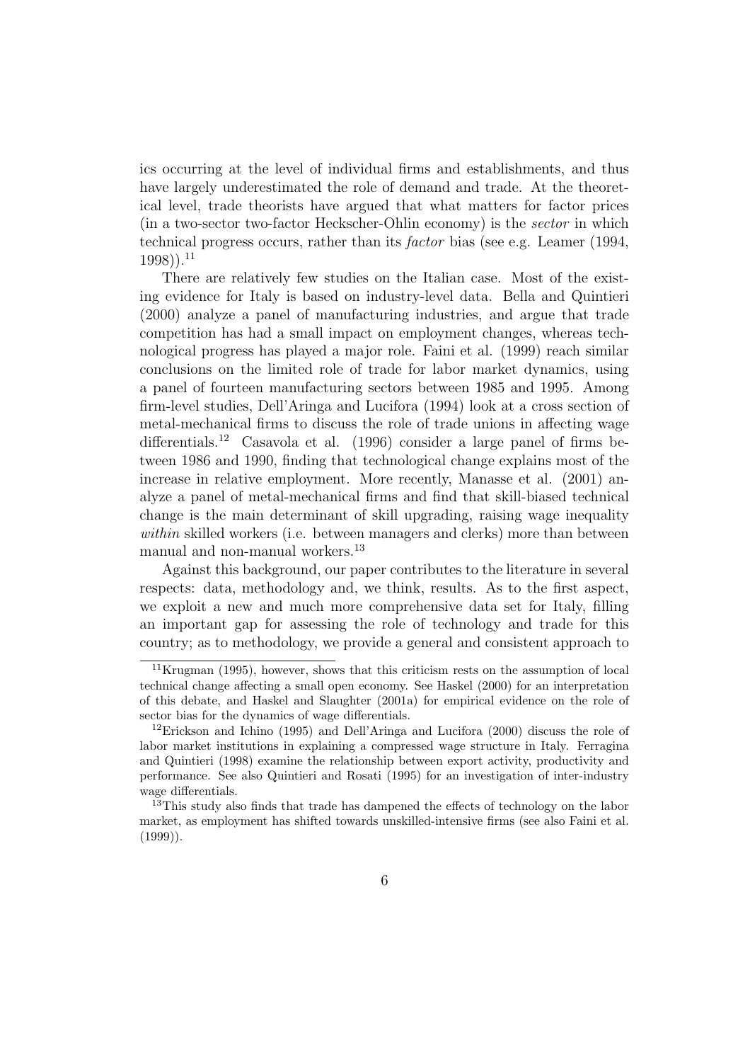ics occurring at the level of individual firms and establishments, and thus have largely underestimated the role of demand and trade. At the theoretical level, trade theorists have argued that what matters for factor prices (in a two-sector two-factor Heckscher-Ohlin economy) is the *sector* in which technical progress occurs, rather than its *factor* bias (see e.g. Leamer (1994, 1998)).[11]

There are relatively few studies on the Italian case. Most of the existing evidence for Italy is based on industry-level data. Bella and Quintieri (2000) analyze a panel of manufacturing industries, and argue that trade competition has had a small impact on employment changes, whereas technological progress has played a major role. Faini et al. (1999) reach similar conclusions on the limited role of trade for labor market dynamics, using a panel of fourteen manufacturing sectors between 1985 and 1995. Among firm-level studies, Dell'Aringa and Lucifora (1994) look at a cross section of metal-mechanical firms to discuss the role of trade unions in affecting wage differentials.[12] Casavola et al. (1996) consider a large panel of firms between 1986 and 1990, finding that technological change explains most of the increase in relative employment. More recently, Manasse et al. (2001) analyze a panel of metal-mechanical firms and find that skill-biased technical change is the main determinant of skill upgrading, raising wage inequality *within* skilled workers (i.e. between managers and clerks) more than between manual and non-manual workers.[13]

Against this background, our paper contributes to the literature in several respects: data, methodology and, we think, results. As to the first aspect, we exploit a new and much more comprehensive data set for Italy, filling an important gap for assessing the role of technology and trade for this country; as to methodology, we provide a general and consistent approach to

---

[11] Krugman (1995), however, shows that this criticism rests on the assumption of local technical change affecting a small open economy. See Haskel (2000) for an interpretation of this debate, and Haskel and Slaughter (2001a) for empirical evidence on the role of sector bias for the dynamics of wage differentials.

[12] Erickson and Ichino (1995) and Dell'Aringa and Lucifora (2000) discuss the role of labor market institutions in explaining a compressed wage structure in Italy. Ferragina and Quintieri (1998) examine the relationship between export activity, productivity and performance. See also Quintieri and Rosati (1995) for an investigation of inter-industry wage differentials.

[13] This study also finds that trade has dampened the effects of technology on the labor market, as employment has shifted towards unskilled-intensive firms (see also Faini et al. (1999)).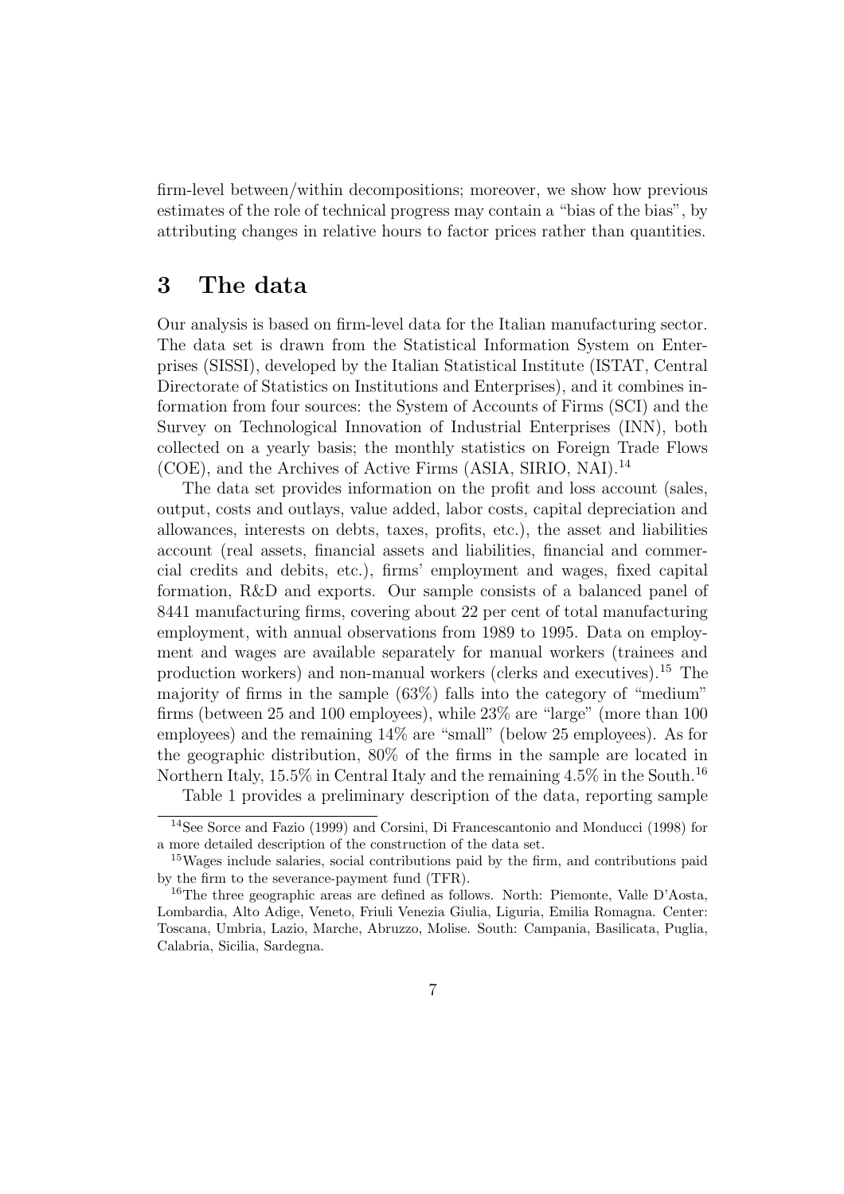firm-level between/within decompositions; moreover, we show how previous estimates of the role of technical progress may contain a "bias of the bias", by attributing changes in relative hours to factor prices rather than quantities.

# 3 The data

Our analysis is based on firm-level data for the Italian manufacturing sector. The data set is drawn from the Statistical Information System on Enterprises (SISSI), developed by the Italian Statistical Institute (ISTAT, Central Directorate of Statistics on Institutions and Enterprises), and it combines information from four sources: the System of Accounts of Firms (SCI) and the Survey on Technological Innovation of Industrial Enterprises (INN), both collected on a yearly basis; the monthly statistics on Foreign Trade Flows (COE), and the Archives of Active Firms (ASIA, SIRIO, NAI).[14]

The data set provides information on the profit and loss account (sales, output, costs and outlays, value added, labor costs, capital depreciation and allowances, interests on debts, taxes, profits, etc.), the asset and liabilities account (real assets, financial assets and liabilities, financial and commercial credits and debits, etc.), firms' employment and wages, fixed capital formation, R&D and exports. Our sample consists of a balanced panel of 8441 manufacturing firms, covering about 22 per cent of total manufacturing employment, with annual observations from 1989 to 1995. Data on employment and wages are available separately for manual workers (trainees and production workers) and non-manual workers (clerks and executives).[15] The majority of firms in the sample (63%) falls into the category of "medium" firms (between 25 and 100 employees), while 23% are "large" (more than 100 employees) and the remaining 14% are "small" (below 25 employees). As for the geographic distribution, 80% of the firms in the sample are located in Northern Italy, 15.5% in Central Italy and the remaining 4.5% in the South.[16]

Table 1 provides a preliminary description of the data, reporting sample

[14] See Sorce and Fazio (1999) and Corsini, Di Francescantonio and Monducci (1998) for a more detailed description of the construction of the data set.

[15] Wages include salaries, social contributions paid by the firm, and contributions paid by the firm to the severance-payment fund (TFR).

[16] The three geographic areas are defined as follows. North: Piemonte, Valle D'Aosta, Lombardia, Alto Adige, Veneto, Friuli Venezia Giulia, Liguria, Emilia Romagna. Center: Toscana, Umbria, Lazio, Marche, Abruzzo, Molise. South: Campania, Basilicata, Puglia, Calabria, Sicilia, Sardegna.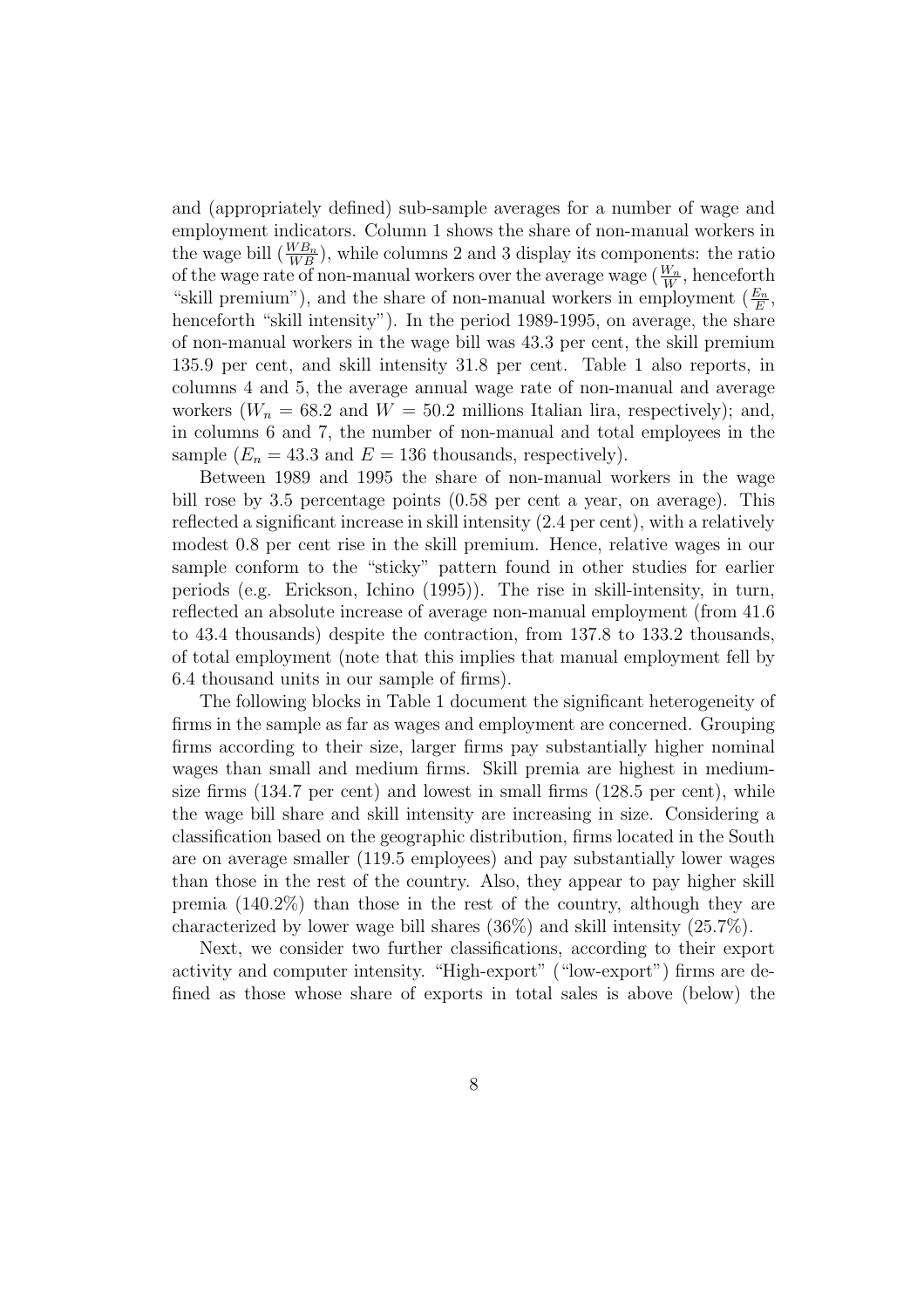and (appropriately defined) sub-sample averages for a number of wage and employment indicators. Column 1 shows the share of non-manual workers in the wage bill ($\frac{WB_n}{WB}$), while columns 2 and 3 display its components: the ratio of the wage rate of non-manual workers over the average wage ($\frac{W_n}{W}$, henceforth "skill premium"), and the share of non-manual workers in employment ($\frac{E_n}{E}$, henceforth "skill intensity"). In the period 1989-1995, on average, the share of non-manual workers in the wage bill was 43.3 per cent, the skill premium 135.9 per cent, and skill intensity 31.8 per cent. Table 1 also reports, in columns 4 and 5, the average annual wage rate of non-manual and average workers ($W_n = 68.2$ and $W = 50.2$ millions Italian lira, respectively); and, in columns 6 and 7, the number of non-manual and total employees in the sample ($E_n = 43.3$ and $E = 136$ thousands, respectively).

Between 1989 and 1995 the share of non-manual workers in the wage bill rose by 3.5 percentage points (0.58 per cent a year, on average). This reflected a significant increase in skill intensity (2.4 per cent), with a relatively modest 0.8 per cent rise in the skill premium. Hence, relative wages in our sample conform to the "sticky" pattern found in other studies for earlier periods (e.g. Erickson, Ichino (1995)). The rise in skill-intensity, in turn, reflected an absolute increase of average non-manual employment (from 41.6 to 43.4 thousands) despite the contraction, from 137.8 to 133.2 thousands, of total employment (note that this implies that manual employment fell by 6.4 thousand units in our sample of firms).

The following blocks in Table 1 document the significant heterogeneity of firms in the sample as far as wages and employment are concerned. Grouping firms according to their size, larger firms pay substantially higher nominal wages than small and medium firms. Skill premia are highest in medium-size firms (134.7 per cent) and lowest in small firms (128.5 per cent), while the wage bill share and skill intensity are increasing in size. Considering a classification based on the geographic distribution, firms located in the South are on average smaller (119.5 employees) and pay substantially lower wages than those in the rest of the country. Also, they appear to pay higher skill premia (140.2%) than those in the rest of the country, although they are characterized by lower wage bill shares (36%) and skill intensity (25.7%).

Next, we consider two further classifications, according to their export activity and computer intensity. "High-export" ("low-export") firms are defined as those whose share of exports in total sales is above (below) the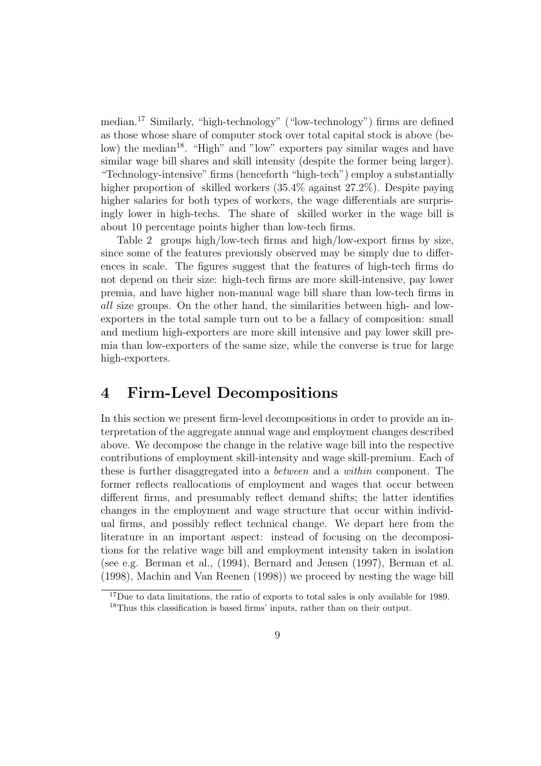median.[17] Similarly, "high-technology" ("low-technology") firms are defined as those whose share of computer stock over total capital stock is above (below) the median[18]. "High" and "low" exporters pay similar wages and have similar wage bill shares and skill intensity (despite the former being larger). "Technology-intensive" firms (henceforth "high-tech") employ a substantially higher proportion of skilled workers (35.4% against 27.2%). Despite paying higher salaries for both types of workers, the wage differentials are surprisingly lower in high-techs. The share of skilled worker in the wage bill is about 10 percentage points higher than low-tech firms.

Table 2 groups high/low-tech firms and high/low-export firms by size, since some of the features previously observed may be simply due to differences in scale. The figures suggest that the features of high-tech firms do not depend on their size: high-tech firms are more skill-intensive, pay lower premia, and have higher non-manual wage bill share than low-tech firms in *all* size groups. On the other hand, the similarities between high- and low-exporters in the total sample turn out to be a fallacy of composition: small and medium high-exporters are more skill intensive and pay lower skill premia than low-exporters of the same size, while the converse is true for large high-exporters.

# 4 Firm-Level Decompositions

In this section we present firm-level decompositions in order to provide an interpretation of the aggregate annual wage and employment changes described above. We decompose the change in the relative wage bill into the respective contributions of employment skill-intensity and wage skill-premium. Each of these is further disaggregated into a *between* and a *within* component. The former reflects reallocations of employment and wages that occur between different firms, and presumably reflect demand shifts; the latter identifies changes in the employment and wage structure that occur within individual firms, and possibly reflect technical change. We depart here from the literature in an important aspect: instead of focusing on the decompositions for the relative wage bill and employment intensity taken in isolation (see e.g. Berman et al., (1994), Bernard and Jensen (1997), Berman et al. (1998), Machin and Van Reenen (1998)) we proceed by nesting the wage bill

[17] Due to data limitations, the ratio of exports to total sales is only available for 1989.

[18] Thus this classification is based firms' inputs, rather than on their output.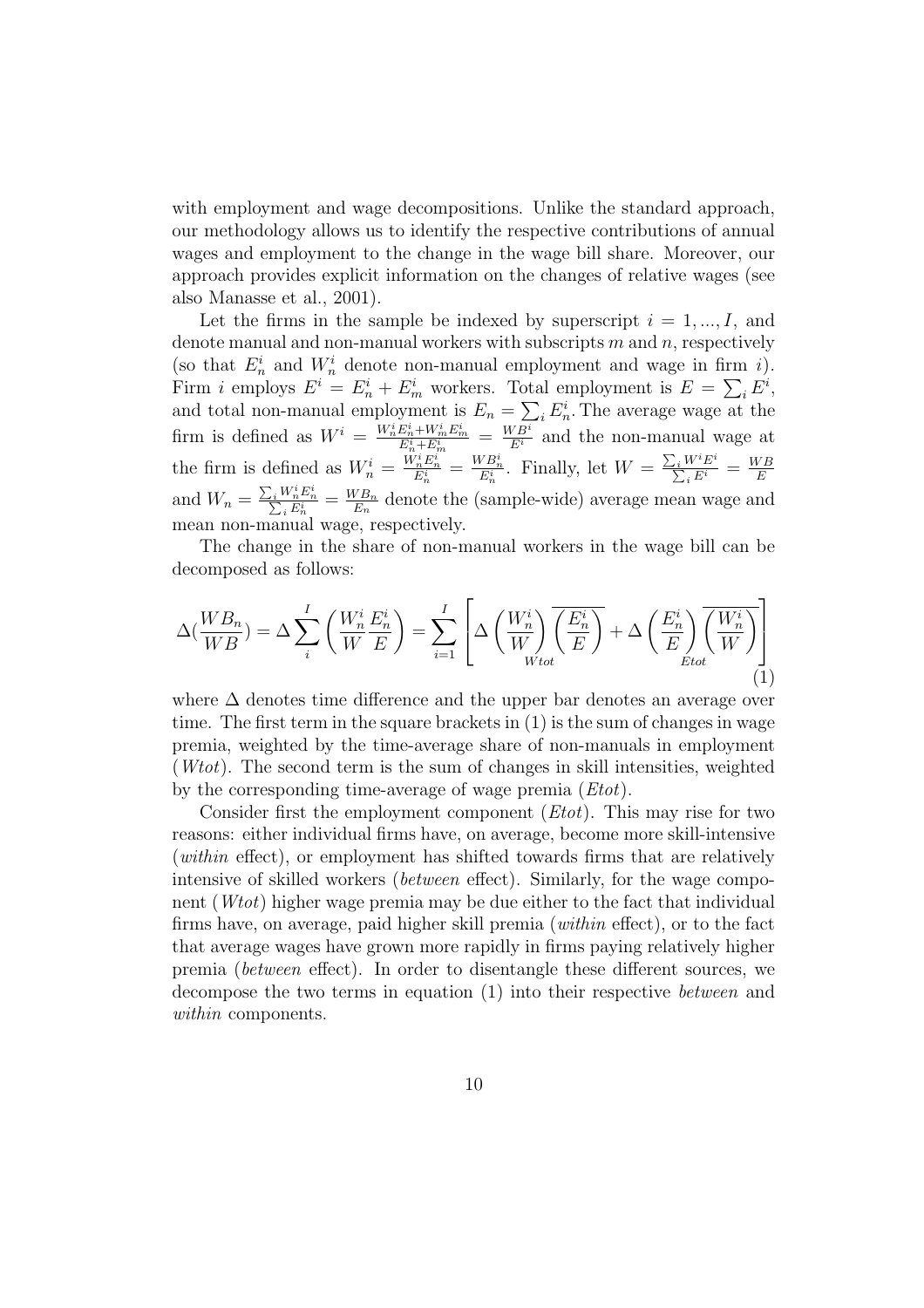with employment and wage decompositions. Unlike the standard approach, our methodology allows us to identify the respective contributions of annual wages and employment to the change in the wage bill share. Moreover, our approach provides explicit information on the changes of relative wages (see also Manasse et al., 2001).

Let the firms in the sample be indexed by superscript $i = 1, ..., I$, and denote manual and non-manual workers with subscripts $m$ and $n$, respectively (so that $E_n^i$ and $W_n^i$ denote non-manual employment and wage in firm $i$). Firm $i$ employs $E^i = E_n^i + E_m^i$ workers. Total employment is $E = \sum_i E^i$, and total non-manual employment is $E_n = \sum_i E_n^i$. The average wage at the firm is defined as $W^i = \frac{W_n^i E_n^i + W_m^i E_m^i}{E_n^i + E_m^i} = \frac{WB^i}{E^i}$ and the non-manual wage at the firm is defined as $W_n^i = \frac{W_n^i E_n^i}{E_n^i} = \frac{WB_n^i}{E_n^i}$. Finally, let $W = \frac{\sum_i W^i E^i}{\sum_i E^i} = \frac{WB}{E}$ and $W_n = \frac{\sum_i W_n^i E_n^i}{\sum_i E_n^i} = \frac{WB_n}{E_n}$ denote the (sample-wide) average mean wage and mean non-manual wage, respectively.

The change in the share of non-manual workers in the wage bill can be decomposed as follows:

$$\Delta\left(\frac{WB_n}{WB}\right) = \Delta \sum_i^I \left(\frac{W_n^i}{W} \frac{E_n^i}{E}\right) = \sum_{i=1}^I \left[ \underbrace{\Delta\left(\frac{W_n^i}{W}\right) \overline{\left(\frac{E_n^i}{E}\right)}}_{Wtot} + \underbrace{\Delta\left(\frac{E_n^i}{E}\right) \overline{\left(\frac{W_n^i}{W}\right)}}_{Etot} \right] \tag{1}$$

where $\Delta$ denotes time difference and the upper bar denotes an average over time. The first term in the square brackets in (1) is the sum of changes in wage premia, weighted by the time-average share of non-manuals in employment ($Wtot$). The second term is the sum of changes in skill intensities, weighted by the corresponding time-average of wage premia ($Etot$).

Consider first the employment component ($Etot$). This may rise for two reasons: either individual firms have, on average, become more skill-intensive (*within* effect), or employment has shifted towards firms that are relatively intensive of skilled workers (*between* effect). Similarly, for the wage component ($Wtot$) higher wage premia may be due either to the fact that individual firms have, on average, paid higher skill premia (*within* effect), or to the fact that average wages have grown more rapidly in firms paying relatively higher premia (*between* effect). In order to disentangle these different sources, we decompose the two terms in equation (1) into their respective *between* and *within* components.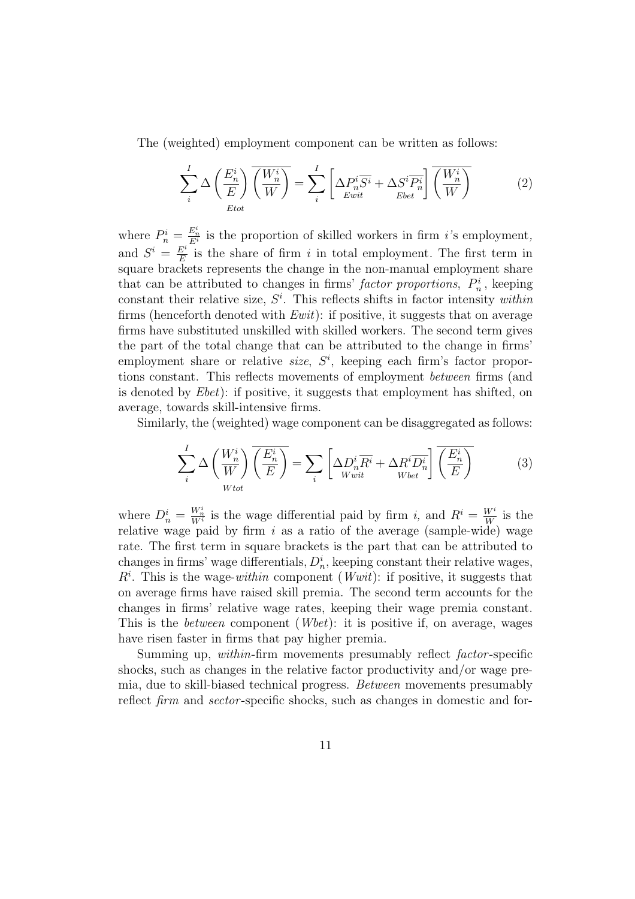The (weighted) employment component can be written as follows:

$$\underbrace{\sum_{i}^{I} \Delta\left(\frac{E_n^i}{E}\right)\overline{\left(\frac{W_n^i}{W}\right)}}_{Etot} = \sum_{i}^{I}\left[\underbrace{\Delta P_n^i \overline{S^i}}_{Ewit} + \underbrace{\Delta S^i \overline{P_n^i}}_{Ebet}\right]\overline{\left(\frac{W_n^i}{W}\right)} \tag{2}$$

where $P_n^i = \frac{E_n^i}{E^i}$ is the proportion of skilled workers in firm $i$'s employment, and $S^i = \frac{E^i}{E}$ is the share of firm $i$ in total employment. The first term in square brackets represents the change in the non-manual employment share that can be attributed to changes in firms' *factor proportions*, $P_n^i$, keeping constant their relative size, $S^i$. This reflects shifts in factor intensity *within* firms (henceforth denoted with *Ewit*): if positive, it suggests that on average firms have substituted unskilled with skilled workers. The second term gives the part of the total change that can be attributed to the change in firms' employment share or relative *size*, $S^i$, keeping each firm's factor proportions constant. This reflects movements of employment *between* firms (and is denoted by *Ebet*): if positive, it suggests that employment has shifted, on average, towards skill-intensive firms.

Similarly, the (weighted) wage component can be disaggregated as follows:

$$\underbrace{\sum_{i}^{I} \Delta\left(\frac{W_n^i}{W}\right)\overline{\left(\frac{E_n^i}{E}\right)}}_{Wtot} = \sum_{i}\left[\underbrace{\Delta D_n^i \overline{R^i}}_{Wwit} + \underbrace{\Delta R^i \overline{D_n^i}}_{Wbet}\right]\overline{\left(\frac{E_n^i}{E}\right)} \tag{3}$$

where $D_n^i = \frac{W_n^i}{W^i}$ is the wage differential paid by firm $i$, and $R^i = \frac{W^i}{W}$ is the relative wage paid by firm $i$ as a ratio of the average (sample-wide) wage rate. The first term in square brackets is the part that can be attributed to changes in firms' wage differentials, $D_n^i$, keeping constant their relative wages, $R^i$. This is the wage-*within* component (*Wwit*): if positive, it suggests that on average firms have raised skill premia. The second term accounts for the changes in firms' relative wage rates, keeping their wage premia constant. This is the *between* component (*Wbet*): it is positive if, on average, wages have risen faster in firms that pay higher premia.

Summing up, *within*-firm movements presumably reflect *factor*-specific shocks, such as changes in the relative factor productivity and/or wage premia, due to skill-biased technical progress. *Between* movements presumably reflect *firm* and *sector*-specific shocks, such as changes in domestic and for-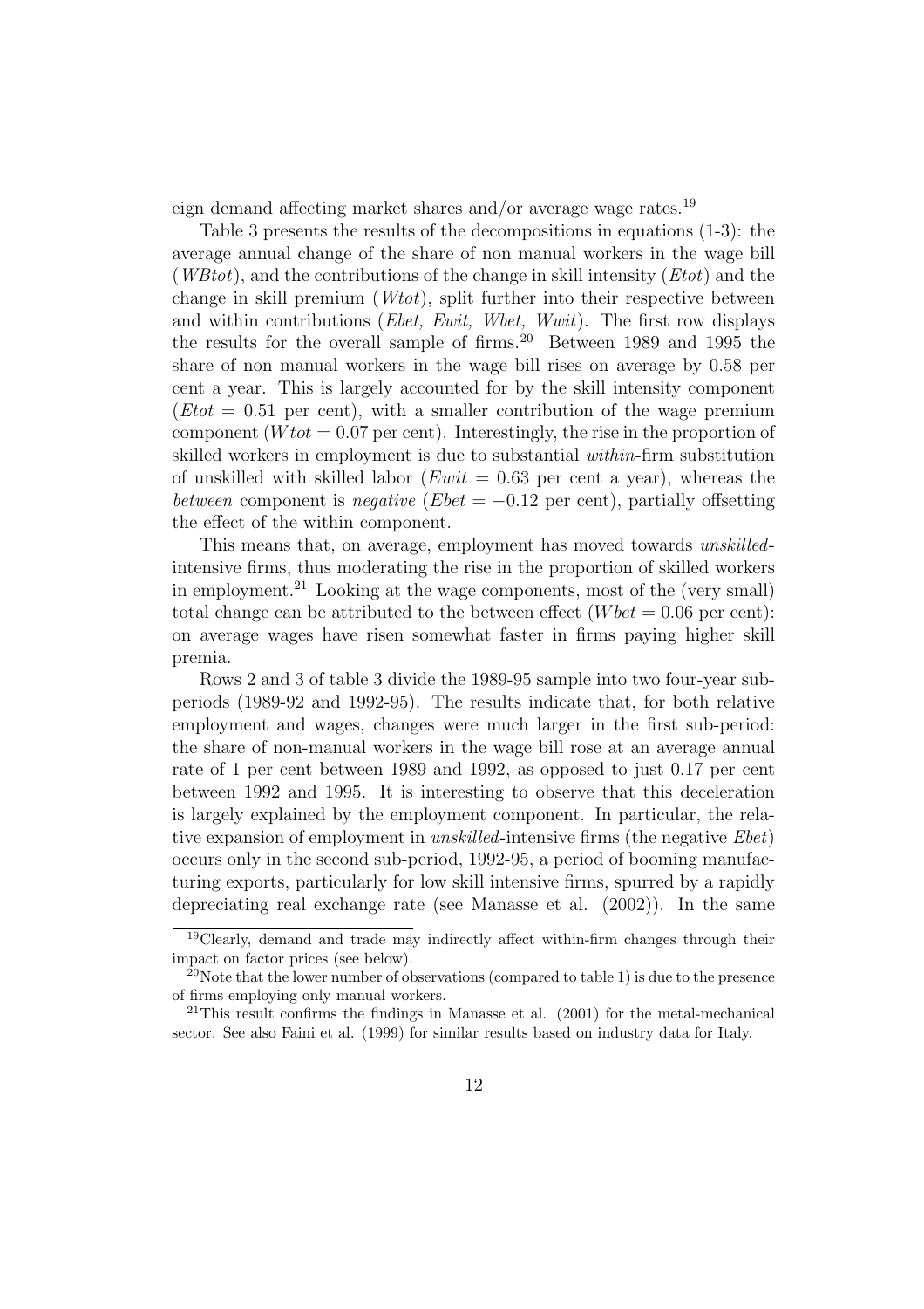eign demand affecting market shares and/or average wage rates.[19]

Table 3 presents the results of the decompositions in equations (1-3): the average annual change of the share of non manual workers in the wage bill (*WBtot*), and the contributions of the change in skill intensity (*Etot*) and the change in skill premium (*Wtot*), split further into their respective between and within contributions (*Ebet, Ewit, Wbet, Wwit*). The first row displays the results for the overall sample of firms.[20] Between 1989 and 1995 the share of non manual workers in the wage bill rises on average by 0.58 per cent a year. This is largely accounted for by the skill intensity component ($Etot = 0.51$ per cent), with a smaller contribution of the wage premium component ($Wtot = 0.07$ per cent). Interestingly, the rise in the proportion of skilled workers in employment is due to substantial *within*-firm substitution of unskilled with skilled labor ($Ewit = 0.63$ per cent a year), whereas the *between* component is *negative* ($Ebet = -0.12$ per cent), partially offsetting the effect of the within component.

This means that, on average, employment has moved towards *unskilled*-intensive firms, thus moderating the rise in the proportion of skilled workers in employment.[21] Looking at the wage components, most of the (very small) total change can be attributed to the between effect ($Wbet = 0.06$ per cent): on average wages have risen somewhat faster in firms paying higher skill premia.

Rows 2 and 3 of table 3 divide the 1989-95 sample into two four-year subperiods (1989-92 and 1992-95). The results indicate that, for both relative employment and wages, changes were much larger in the first sub-period: the share of non-manual workers in the wage bill rose at an average annual rate of 1 per cent between 1989 and 1992, as opposed to just 0.17 per cent between 1992 and 1995. It is interesting to observe that this deceleration is largely explained by the employment component. In particular, the relative expansion of employment in *unskilled*-intensive firms (the negative *Ebet*) occurs only in the second sub-period, 1992-95, a period of booming manufacturing exports, particularly for low skill intensive firms, spurred by a rapidly depreciating real exchange rate (see Manasse et al. (2002)). In the same

[19] Clearly, demand and trade may indirectly affect within-firm changes through their impact on factor prices (see below).

[20] Note that the lower number of observations (compared to table 1) is due to the presence of firms employing only manual workers.

[21] This result confirms the findings in Manasse et al. (2001) for the metal-mechanical sector. See also Faini et al. (1999) for similar results based on industry data for Italy.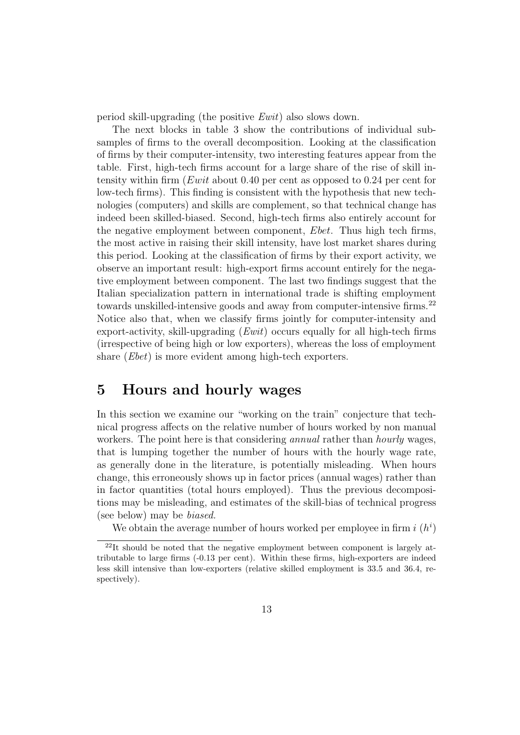period skill-upgrading (the positive *Ewit*) also slows down.

The next blocks in table 3 show the contributions of individual subsamples of firms to the overall decomposition. Looking at the classification of firms by their computer-intensity, two interesting features appear from the table. First, high-tech firms account for a large share of the rise of skill intensity within firm (*Ewit* about 0.40 per cent as opposed to 0.24 per cent for low-tech firms). This finding is consistent with the hypothesis that new technologies (computers) and skills are complement, so that technical change has indeed been skilled-biased. Second, high-tech firms also entirely account for the negative employment between component, *Ebet*. Thus high tech firms, the most active in raising their skill intensity, have lost market shares during this period. Looking at the classification of firms by their export activity, we observe an important result: high-export firms account entirely for the negative employment between component. The last two findings suggest that the Italian specialization pattern in international trade is shifting employment towards unskilled-intensive goods and away from computer-intensive firms.[22] Notice also that, when we classify firms jointly for computer-intensity and export-activity, skill-upgrading (*Ewit*) occurs equally for all high-tech firms (irrespective of being high or low exporters), whereas the loss of employment share (*Ebet*) is more evident among high-tech exporters.

# 5 Hours and hourly wages

In this section we examine our "working on the train" conjecture that technical progress affects on the relative number of hours worked by non manual workers. The point here is that considering *annual* rather than *hourly* wages, that is lumping together the number of hours with the hourly wage rate, as generally done in the literature, is potentially misleading. When hours change, this erroneously shows up in factor prices (annual wages) rather than in factor quantities (total hours employed). Thus the previous decompositions may be misleading, and estimates of the skill-bias of technical progress (see below) may be *biased.*

We obtain the average number of hours worked per employee in firm $i$ ($h^i$)

[22] It should be noted that the negative employment between component is largely attributable to large firms (-0.13 per cent). Within these firms, high-exporters are indeed less skill intensive than low-exporters (relative skilled employment is 33.5 and 36.4, respectively).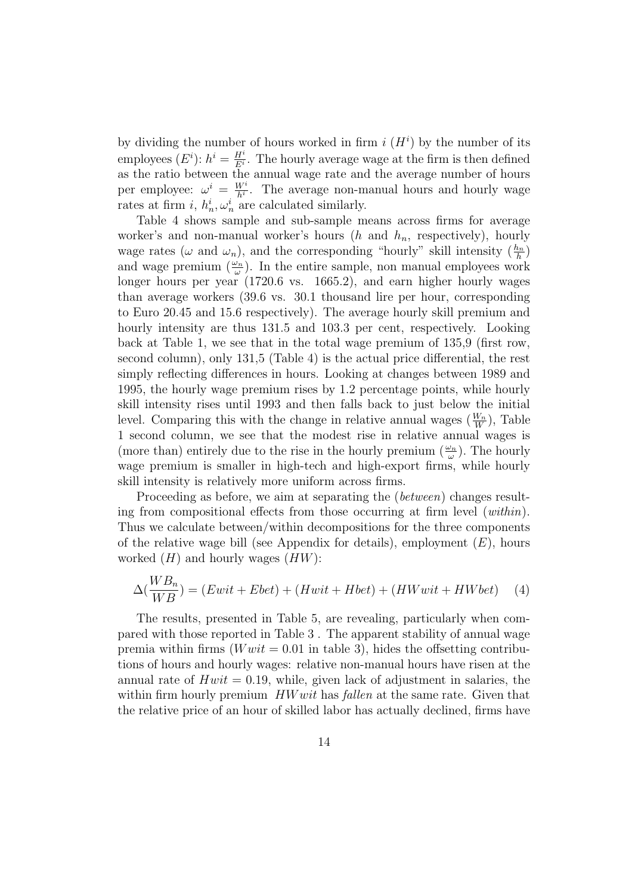by dividing the number of hours worked in firm $i$ ($H^i$) by the number of its employees ($E^i$): $h^i = \frac{H^i}{E^i}$. The hourly average wage at the firm is then defined as the ratio between the annual wage rate and the average number of hours per employee: $\omega^i = \frac{W^i}{h^i}$. The average non-manual hours and hourly wage rates at firm $i$, $h_n^i, \omega_n^i$ are calculated similarly.

Table 4 shows sample and sub-sample means across firms for average worker's and non-manual worker's hours ($h$ and $h_n$, respectively), hourly wage rates ($\omega$ and $\omega_n$), and the corresponding "hourly" skill intensity ($\frac{h_n}{h}$) and wage premium ($\frac{\omega_n}{\omega}$). In the entire sample, non manual employees work longer hours per year (1720.6 vs. 1665.2), and earn higher hourly wages than average workers (39.6 vs. 30.1 thousand lire per hour, corresponding to Euro 20.45 and 15.6 respectively). The average hourly skill premium and hourly intensity are thus 131.5 and 103.3 per cent, respectively. Looking back at Table 1, we see that in the total wage premium of 135,9 (first row, second column), only 131,5 (Table 4) is the actual price differential, the rest simply reflecting differences in hours. Looking at changes between 1989 and 1995, the hourly wage premium rises by 1.2 percentage points, while hourly skill intensity rises until 1993 and then falls back to just below the initial level. Comparing this with the change in relative annual wages ($\frac{W_n}{W}$), Table 1 second column, we see that the modest rise in relative annual wages is (more than) entirely due to the rise in the hourly premium ($\frac{\omega_n}{\omega}$). The hourly wage premium is smaller in high-tech and high-export firms, while hourly skill intensity is relatively more uniform across firms.

Proceeding as before, we aim at separating the (*between*) changes resulting from compositional effects from those occurring at firm level (*within*). Thus we calculate between/within decompositions for the three components of the relative wage bill (see Appendix for details), employment ($E$), hours worked ($H$) and hourly wages ($HW$):

$$\Delta(\frac{WB_n}{WB}) = (Ewit + Ebet) + (Hwit + Hbet) + (HWwit + HWbet) \quad (4)$$

The results, presented in Table 5, are revealing, particularly when compared with those reported in Table 3 . The apparent stability of annual wage premia within firms ($Wwit = 0.01$ in table 3), hides the offsetting contributions of hours and hourly wages: relative non-manual hours have risen at the annual rate of $Hwit = 0.19$, while, given lack of adjustment in salaries, the within firm hourly premium $HWwit$ has *fallen* at the same rate. Given that the relative price of an hour of skilled labor has actually declined, firms have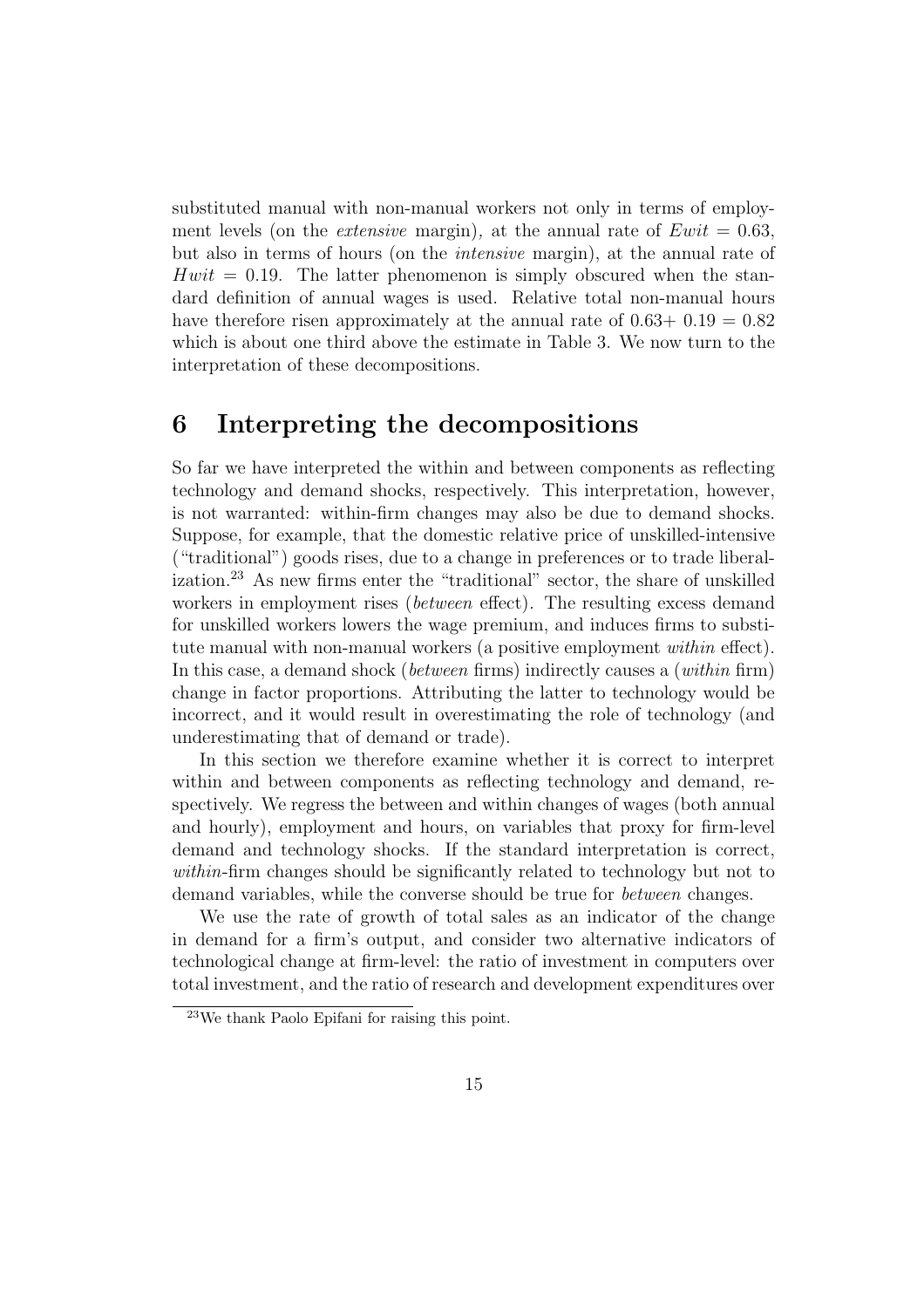substituted manual with non-manual workers not only in terms of employment levels (on the *extensive* margin), at the annual rate of $Ewit = 0.63$, but also in terms of hours (on the *intensive* margin), at the annual rate of $Hwit = 0.19$. The latter phenomenon is simply obscured when the standard definition of annual wages is used. Relative total non-manual hours have therefore risen approximately at the annual rate of $0.63 + 0.19 = 0.82$ which is about one third above the estimate in Table 3. We now turn to the interpretation of these decompositions.

# 6 Interpreting the decompositions

So far we have interpreted the within and between components as reflecting technology and demand shocks, respectively. This interpretation, however, is not warranted: within-firm changes may also be due to demand shocks. Suppose, for example, that the domestic relative price of unskilled-intensive ("traditional") goods rises, due to a change in preferences or to trade liberalization.[23] As new firms enter the "traditional" sector, the share of unskilled workers in employment rises (*between* effect). The resulting excess demand for unskilled workers lowers the wage premium, and induces firms to substitute manual with non-manual workers (a positive employment *within* effect). In this case, a demand shock (*between* firms) indirectly causes a (*within* firm) change in factor proportions. Attributing the latter to technology would be incorrect, and it would result in overestimating the role of technology (and underestimating that of demand or trade).

In this section we therefore examine whether it is correct to interpret within and between components as reflecting technology and demand, respectively. We regress the between and within changes of wages (both annual and hourly), employment and hours, on variables that proxy for firm-level demand and technology shocks. If the standard interpretation is correct, *within*-firm changes should be significantly related to technology but not to demand variables, while the converse should be true for *between* changes.

We use the rate of growth of total sales as an indicator of the change in demand for a firm's output, and consider two alternative indicators of technological change at firm-level: the ratio of investment in computers over total investment, and the ratio of research and development expenditures over

[23] We thank Paolo Epifani for raising this point.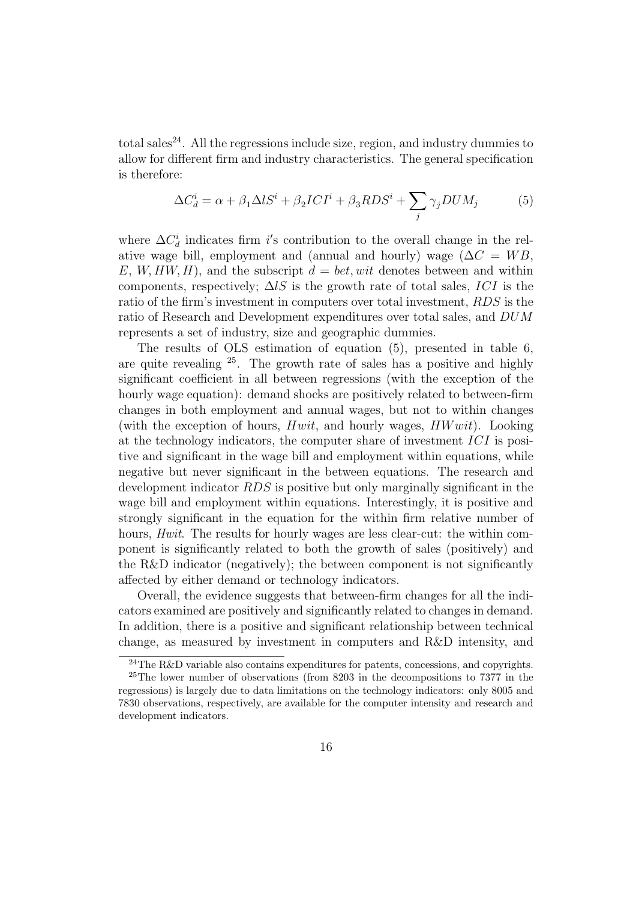total sales[24]. All the regressions include size, region, and industry dummies to allow for different firm and industry characteristics. The general specification is therefore:

$$\Delta C_d^i = \alpha + \beta_1 \Delta lS^i + \beta_2 ICI^i + \beta_3 RDS^i + \sum_j \gamma_j DUM_j \tag{5}$$

where $\Delta C_d^i$ indicates firm $i$'s contribution to the overall change in the relative wage bill, employment and (annual and hourly) wage ($\Delta C = WB$, $E$, $W, HW, H$), and the subscript $d = bet, wit$ denotes between and within components, respectively; $\Delta lS$ is the growth rate of total sales, $ICI$ is the ratio of the firm's investment in computers over total investment, $RDS$ is the ratio of Research and Development expenditures over total sales, and $DUM$ represents a set of industry, size and geographic dummies.

The results of OLS estimation of equation (5), presented in table 6, are quite revealing [25]. The growth rate of sales has a positive and highly significant coefficient in all between regressions (with the exception of the hourly wage equation): demand shocks are positively related to between-firm changes in both employment and annual wages, but not to within changes (with the exception of hours, $Hwit$, and hourly wages, $HWwit$). Looking at the technology indicators, the computer share of investment $ICI$ is positive and significant in the wage bill and employment within equations, while negative but never significant in the between equations. The research and development indicator $RDS$ is positive but only marginally significant in the wage bill and employment within equations. Interestingly, it is positive and strongly significant in the equation for the within firm relative number of hours, *Hwit*. The results for hourly wages are less clear-cut: the within component is significantly related to both the growth of sales (positively) and the R&D indicator (negatively); the between component is not significantly affected by either demand or technology indicators.

Overall, the evidence suggests that between-firm changes for all the indicators examined are positively and significantly related to changes in demand. In addition, there is a positive and significant relationship between technical change, as measured by investment in computers and R&D intensity, and

[24] The R&D variable also contains expenditures for patents, concessions, and copyrights.

[25] The lower number of observations (from 8203 in the decompositions to 7377 in the regressions) is largely due to data limitations on the technology indicators: only 8005 and 7830 observations, respectively, are available for the computer intensity and research and development indicators.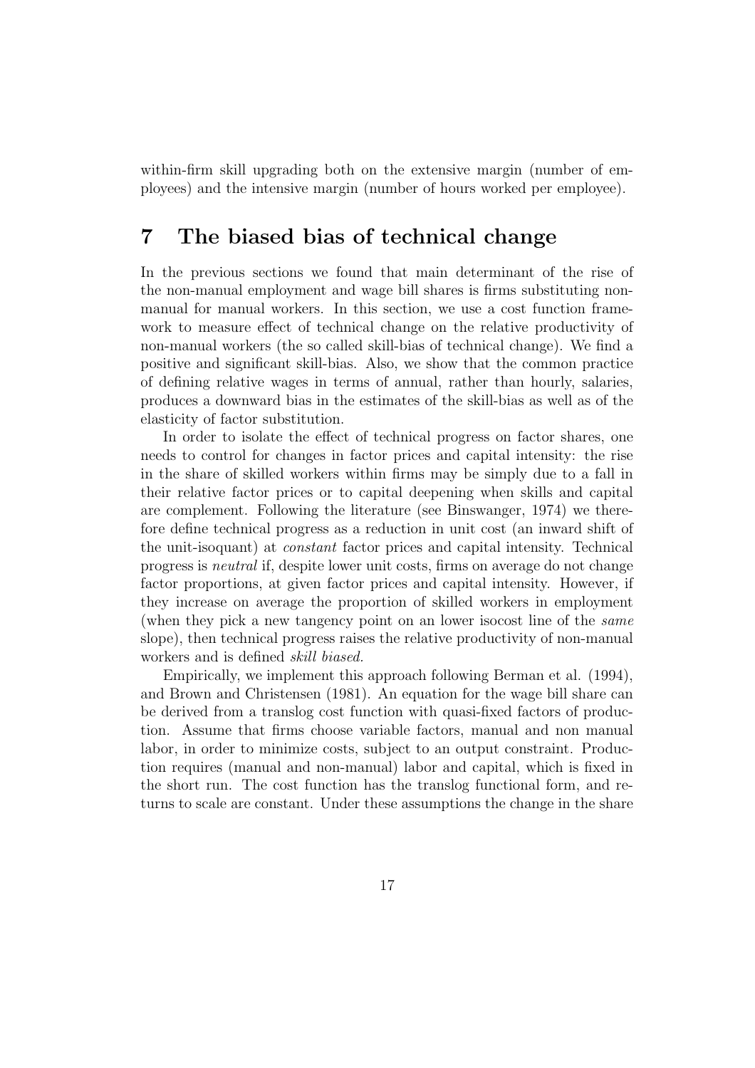within-firm skill upgrading both on the extensive margin (number of employees) and the intensive margin (number of hours worked per employee).

## 7 The biased bias of technical change

In the previous sections we found that main determinant of the rise of the non-manual employment and wage bill shares is firms substituting non-manual for manual workers. In this section, we use a cost function framework to measure effect of technical change on the relative productivity of non-manual workers (the so called skill-bias of technical change). We find a positive and significant skill-bias. Also, we show that the common practice of defining relative wages in terms of annual, rather than hourly, salaries, produces a downward bias in the estimates of the skill-bias as well as of the elasticity of factor substitution.

In order to isolate the effect of technical progress on factor shares, one needs to control for changes in factor prices and capital intensity: the rise in the share of skilled workers within firms may be simply due to a fall in their relative factor prices or to capital deepening when skills and capital are complement. Following the literature (see Binswanger, 1974) we therefore define technical progress as a reduction in unit cost (an inward shift of the unit-isoquant) at *constant* factor prices and capital intensity. Technical progress is *neutral* if, despite lower unit costs, firms on average do not change factor proportions, at given factor prices and capital intensity. However, if they increase on average the proportion of skilled workers in employment (when they pick a new tangency point on an lower isocost line of the *same* slope), then technical progress raises the relative productivity of non-manual workers and is defined *skill biased.*

Empirically, we implement this approach following Berman et al. (1994), and Brown and Christensen (1981). An equation for the wage bill share can be derived from a translog cost function with quasi-fixed factors of production. Assume that firms choose variable factors, manual and non manual labor, in order to minimize costs, subject to an output constraint. Production requires (manual and non-manual) labor and capital, which is fixed in the short run. The cost function has the translog functional form, and returns to scale are constant. Under these assumptions the change in the share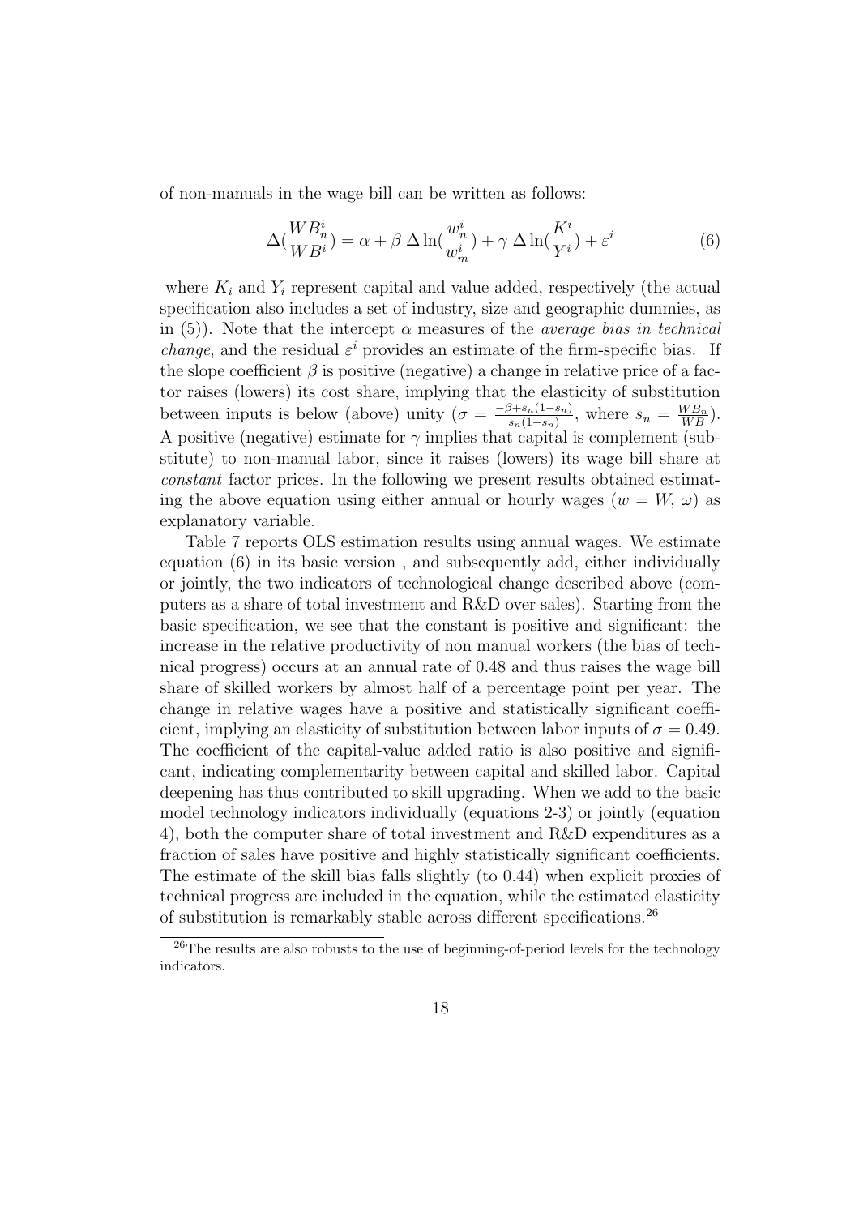of non-manuals in the wage bill can be written as follows:

$$\Delta(\frac{WB_n^i}{WB^i}) = \alpha + \beta \, \Delta \ln(\frac{w_n^i}{w_m^i}) + \gamma \, \Delta \ln(\frac{K^i}{Y^i}) + \varepsilon^i \tag{6}$$

where $K_i$ and $Y_i$ represent capital and value added, respectively (the actual specification also includes a set of industry, size and geographic dummies, as in (5)). Note that the intercept $\alpha$ measures of the *average bias in technical change*, and the residual $\varepsilon^i$ provides an estimate of the firm-specific bias. If the slope coefficient $\beta$ is positive (negative) a change in relative price of a factor raises (lowers) its cost share, implying that the elasticity of substitution between inputs is below (above) unity ($\sigma = \frac{-\beta + s_n(1-s_n)}{s_n(1-s_n)}$, where $s_n = \frac{WB_n}{WB}$). A positive (negative) estimate for $\gamma$ implies that capital is complement (substitute) to non-manual labor, since it raises (lowers) its wage bill share at *constant* factor prices. In the following we present results obtained estimating the above equation using either annual or hourly wages ($w = W$, $\omega$) as explanatory variable.

Table 7 reports OLS estimation results using annual wages. We estimate equation (6) in its basic version , and subsequently add, either individually or jointly, the two indicators of technological change described above (computers as a share of total investment and R&D over sales). Starting from the basic specification, we see that the constant is positive and significant: the increase in the relative productivity of non manual workers (the bias of technical progress) occurs at an annual rate of 0.48 and thus raises the wage bill share of skilled workers by almost half of a percentage point per year. The change in relative wages have a positive and statistically significant coefficient, implying an elasticity of substitution between labor inputs of $\sigma = 0.49$. The coefficient of the capital-value added ratio is also positive and significant, indicating complementarity between capital and skilled labor. Capital deepening has thus contributed to skill upgrading. When we add to the basic model technology indicators individually (equations 2-3) or jointly (equation 4), both the computer share of total investment and R&D expenditures as a fraction of sales have positive and highly statistically significant coefficients. The estimate of the skill bias falls slightly (to 0.44) when explicit proxies of technical progress are included in the equation, while the estimated elasticity of substitution is remarkably stable across different specifications.[26]

[26] The results are also robusts to the use of beginning-of-period levels for the technology indicators.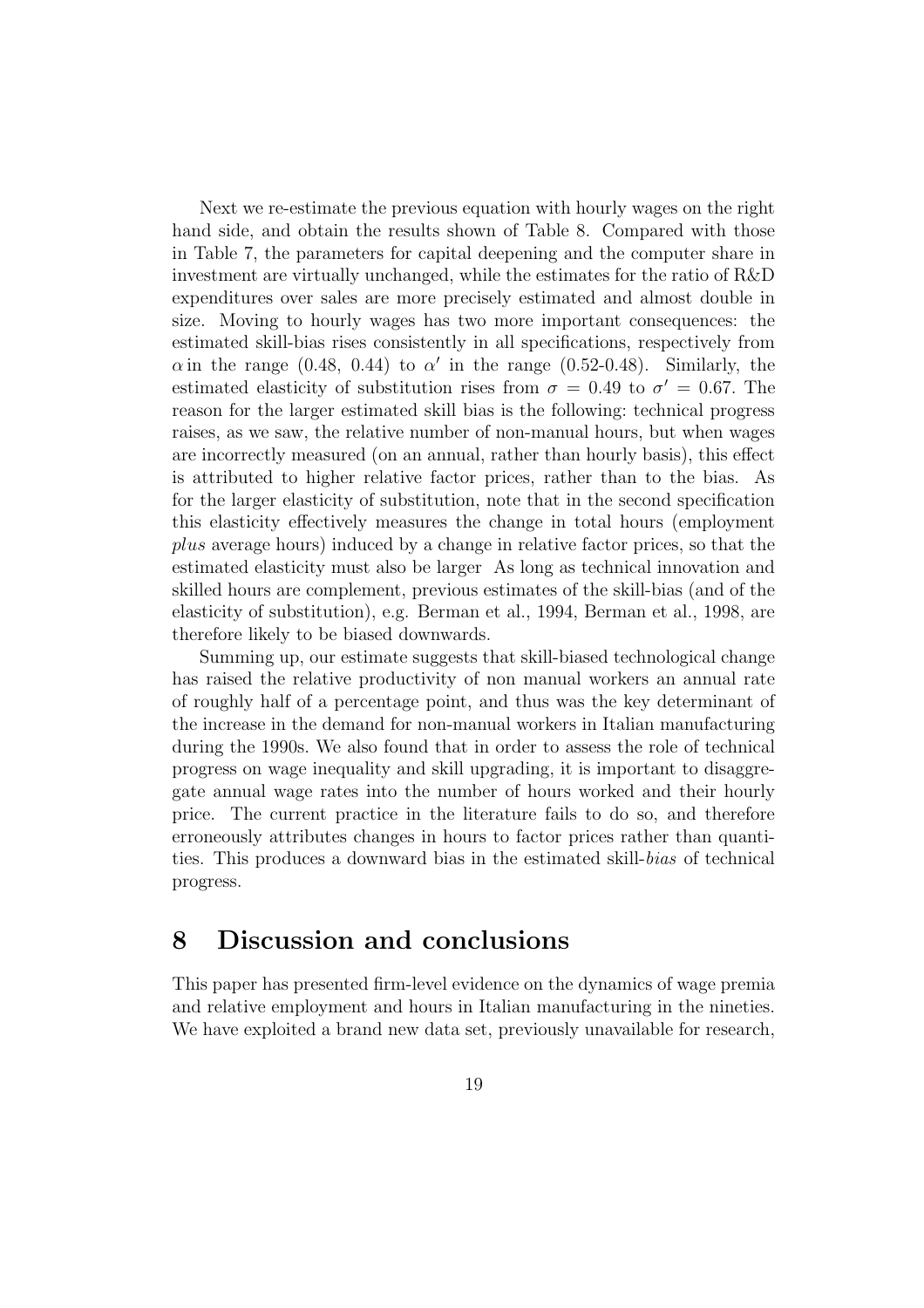Next we re-estimate the previous equation with hourly wages on the right hand side, and obtain the results shown of Table 8. Compared with those in Table 7, the parameters for capital deepening and the computer share in investment are virtually unchanged, while the estimates for the ratio of R&D expenditures over sales are more precisely estimated and almost double in size. Moving to hourly wages has two more important consequences: the estimated skill-bias rises consistently in all specifications, respectively from $\alpha$ in the range (0.48, 0.44) to $\alpha'$ in the range (0.52-0.48). Similarly, the estimated elasticity of substitution rises from $\sigma = 0.49$ to $\sigma' = 0.67$. The reason for the larger estimated skill bias is the following: technical progress raises, as we saw, the relative number of non-manual hours, but when wages are incorrectly measured (on an annual, rather than hourly basis), this effect is attributed to higher relative factor prices, rather than to the bias. As for the larger elasticity of substitution, note that in the second specification this elasticity effectively measures the change in total hours (employment *plus* average hours) induced by a change in relative factor prices, so that the estimated elasticity must also be larger As long as technical innovation and skilled hours are complement, previous estimates of the skill-bias (and of the elasticity of substitution), e.g. Berman et al., 1994, Berman et al., 1998, are therefore likely to be biased downwards.

Summing up, our estimate suggests that skill-biased technological change has raised the relative productivity of non manual workers an annual rate of roughly half of a percentage point, and thus was the key determinant of the increase in the demand for non-manual workers in Italian manufacturing during the 1990s. We also found that in order to assess the role of technical progress on wage inequality and skill upgrading, it is important to disaggregate annual wage rates into the number of hours worked and their hourly price. The current practice in the literature fails to do so, and therefore erroneously attributes changes in hours to factor prices rather than quantities. This produces a downward bias in the estimated skill-*bias* of technical progress.

## 8 Discussion and conclusions

This paper has presented firm-level evidence on the dynamics of wage premia and relative employment and hours in Italian manufacturing in the nineties. We have exploited a brand new data set, previously unavailable for research,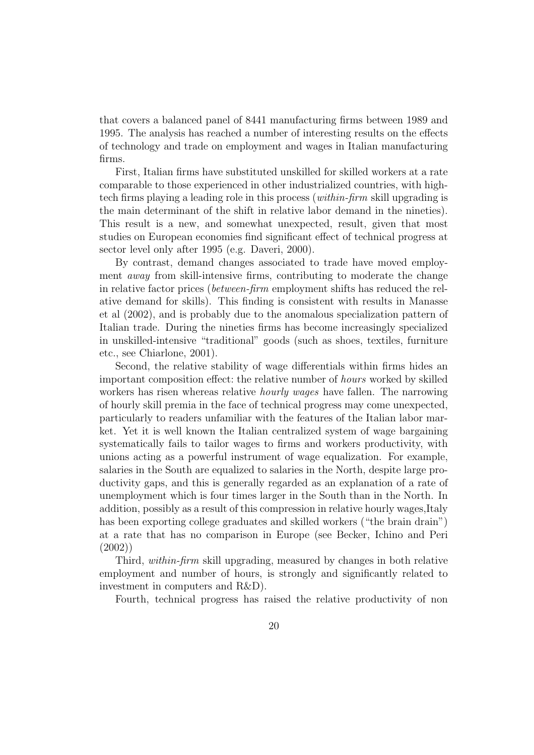that covers a balanced panel of 8441 manufacturing firms between 1989 and 1995. The analysis has reached a number of interesting results on the effects of technology and trade on employment and wages in Italian manufacturing firms.

First, Italian firms have substituted unskilled for skilled workers at a rate comparable to those experienced in other industrialized countries, with high-tech firms playing a leading role in this process (*within-firm* skill upgrading is the main determinant of the shift in relative labor demand in the nineties). This result is a new, and somewhat unexpected, result, given that most studies on European economies find significant effect of technical progress at sector level only after 1995 (e.g. Daveri, 2000).

By contrast, demand changes associated to trade have moved employment *away* from skill-intensive firms, contributing to moderate the change in relative factor prices (*between-firm* employment shifts has reduced the relative demand for skills). This finding is consistent with results in Manasse et al (2002), and is probably due to the anomalous specialization pattern of Italian trade. During the nineties firms has become increasingly specialized in unskilled-intensive "traditional" goods (such as shoes, textiles, furniture etc., see Chiarlone, 2001).

Second, the relative stability of wage differentials within firms hides an important composition effect: the relative number of *hours* worked by skilled workers has risen whereas relative *hourly wages* have fallen. The narrowing of hourly skill premia in the face of technical progress may come unexpected, particularly to readers unfamiliar with the features of the Italian labor market. Yet it is well known the Italian centralized system of wage bargaining systematically fails to tailor wages to firms and workers productivity, with unions acting as a powerful instrument of wage equalization. For example, salaries in the South are equalized to salaries in the North, despite large productivity gaps, and this is generally regarded as an explanation of a rate of unemployment which is four times larger in the South than in the North. In addition, possibly as a result of this compression in relative hourly wages,Italy has been exporting college graduates and skilled workers ("the brain drain") at a rate that has no comparison in Europe (see Becker, Ichino and Peri (2002))

Third, *within-firm* skill upgrading, measured by changes in both relative employment and number of hours, is strongly and significantly related to investment in computers and R&D).

Fourth, technical progress has raised the relative productivity of non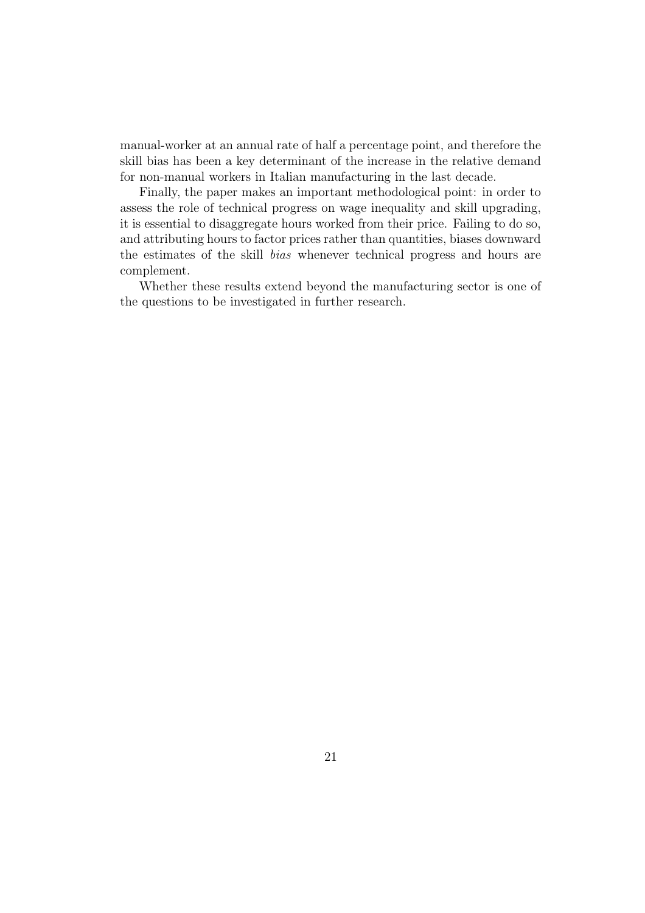manual-worker at an annual rate of half a percentage point, and therefore the skill bias has been a key determinant of the increase in the relative demand for non-manual workers in Italian manufacturing in the last decade.

Finally, the paper makes an important methodological point: in order to assess the role of technical progress on wage inequality and skill upgrading, it is essential to disaggregate hours worked from their price. Failing to do so, and attributing hours to factor prices rather than quantities, biases downward the estimates of the skill *bias* whenever technical progress and hours are complement.

Whether these results extend beyond the manufacturing sector is one of the questions to be investigated in further research.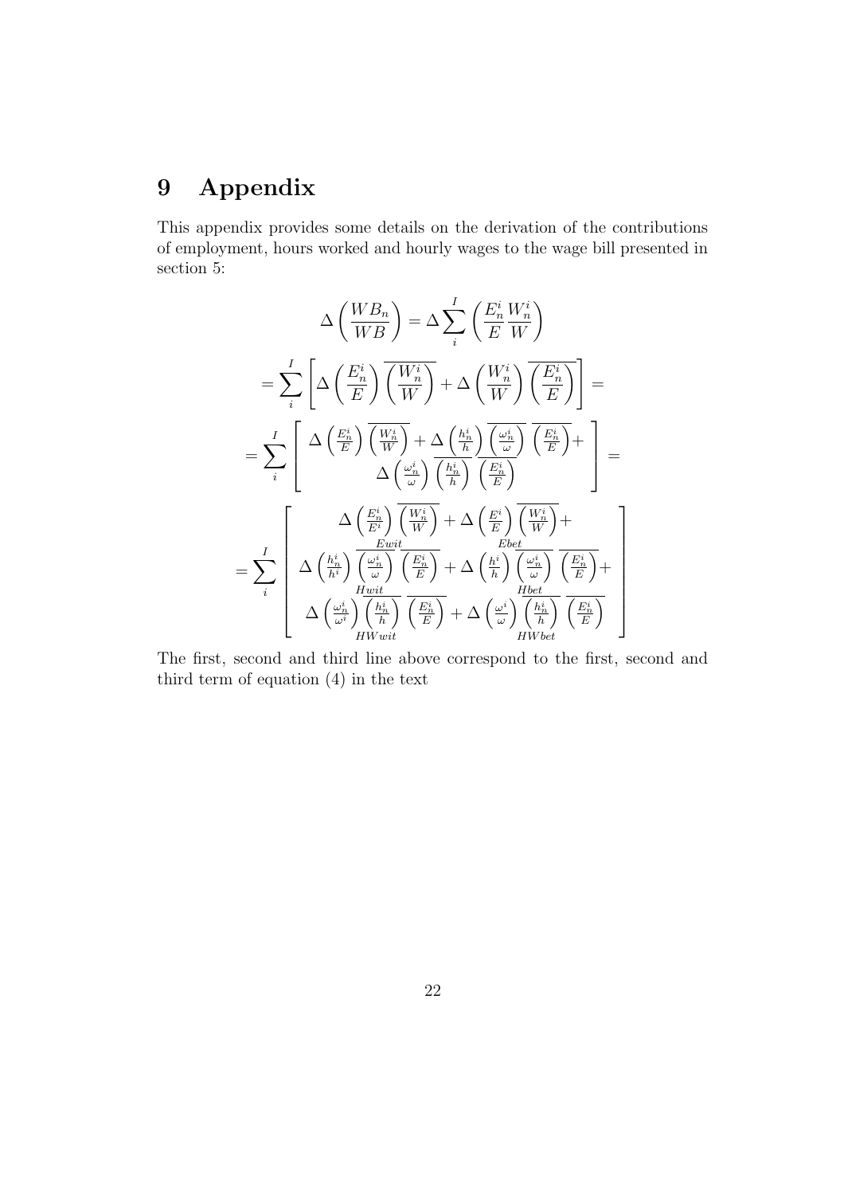# 9 Appendix

This appendix provides some details on the derivation of the contributions of employment, hours worked and hourly wages to the wage bill presented in section 5:

$$\Delta\left(\frac{WB_n}{WB}\right) = \Delta\sum_i^I \left(\frac{E_n^i}{E}\frac{W_n^i}{W}\right)$$

$$= \sum_i^I \left[\Delta\left(\frac{E_n^i}{E}\right)\overline{\left(\frac{W_n^i}{W}\right)} + \Delta\left(\frac{W_n^i}{W}\right)\overline{\left(\frac{E_n^i}{E}\right)}\right] =$$

$$= \sum_i^I \left[\begin{array}{c} \Delta\left(\frac{E_n^i}{E}\right)\overline{\left(\frac{W_n^i}{W}\right)} + \Delta\left(\frac{h_n^i}{h}\right)\overline{\left(\frac{\omega_n^i}{\omega}\right)}\ \overline{\left(\frac{E_n^i}{E}\right)} + \\ \Delta\left(\frac{\omega_n^i}{\omega}\right)\overline{\left(\frac{h_n^i}{h}\right)}\ \overline{\left(\frac{E_n^i}{E}\right)} \end{array}\right] =$$

$$= \sum_i^I \left[\begin{array}{c} \underbrace{\Delta\left(\frac{E_n^i}{E^i}\right)\overline{\left(\frac{W_n^i}{W}\right)}}_{Ewit} + \underbrace{\Delta\left(\frac{E^i}{E}\right)\overline{\left(\frac{W_n^i}{W}\right)}}_{Ebet} + \\ \underbrace{\Delta\left(\frac{h_n^i}{h^i}\right)\overline{\left(\frac{\omega_n^i}{\omega}\right)}\ \overline{\left(\frac{E_n^i}{E}\right)}}_{Hwit} + \underbrace{\Delta\left(\frac{h^i}{h}\right)\overline{\left(\frac{\omega_n^i}{\omega}\right)}\ \overline{\left(\frac{E_n^i}{E}\right)}}_{Hbet} + \\ \underbrace{\Delta\left(\frac{\omega_n^i}{\omega^i}\right)\overline{\left(\frac{h_n^i}{h}\right)}\ \overline{\left(\frac{E_n^i}{E}\right)}}_{HWwit} + \underbrace{\Delta\left(\frac{\omega^i}{\omega}\right)\overline{\left(\frac{h_n^i}{h}\right)}\ \overline{\left(\frac{E_n^i}{E}\right)}}_{HWbet} \end{array}\right]$$

The first, second and third line above correspond to the first, second and third term of equation (4) in the text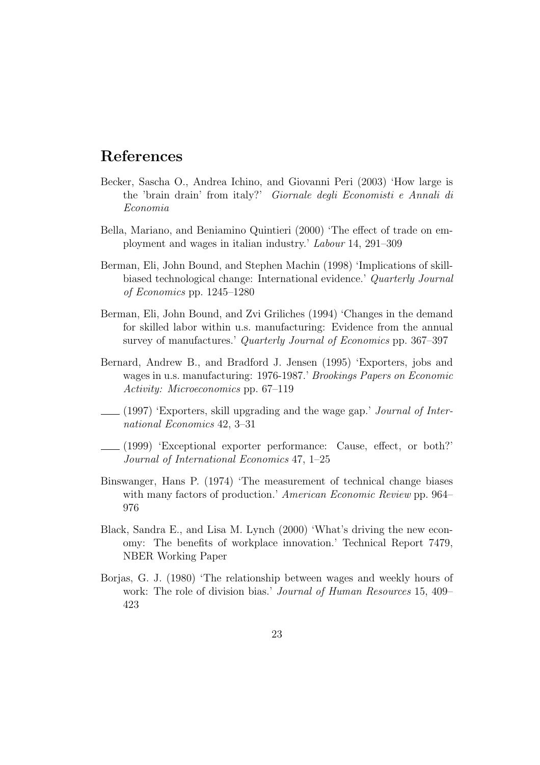# References

Becker, Sascha O., Andrea Ichino, and Giovanni Peri (2003) 'How large is the 'brain drain' from italy?' *Giornale degli Economisti e Annali di Economia*

Bella, Mariano, and Beniamino Quintieri (2000) 'The effect of trade on employment and wages in italian industry.' *Labour* 14, 291–309

Berman, Eli, John Bound, and Stephen Machin (1998) 'Implications of skill-biased technological change: International evidence.' *Quarterly Journal of Economics* pp. 1245–1280

Berman, Eli, John Bound, and Zvi Griliches (1994) 'Changes in the demand for skilled labor within u.s. manufacturing: Evidence from the annual survey of manufactures.' *Quarterly Journal of Economics* pp. 367–397

Bernard, Andrew B., and Bradford J. Jensen (1995) 'Exporters, jobs and wages in u.s. manufacturing: 1976-1987.' *Brookings Papers on Economic Activity: Microeconomics* pp. 67–119

\_\_\_\_ (1997) 'Exporters, skill upgrading and the wage gap.' *Journal of International Economics* 42, 3–31

\_\_\_\_ (1999) 'Exceptional exporter performance: Cause, effect, or both?' *Journal of International Economics* 47, 1–25

Binswanger, Hans P. (1974) 'The measurement of technical change biases with many factors of production.' *American Economic Review* pp. 964–976

Black, Sandra E., and Lisa M. Lynch (2000) 'What's driving the new economy: The benefits of workplace innovation.' Technical Report 7479, NBER Working Paper

Borjas, G. J. (1980) 'The relationship between wages and weekly hours of work: The role of division bias.' *Journal of Human Resources* 15, 409–423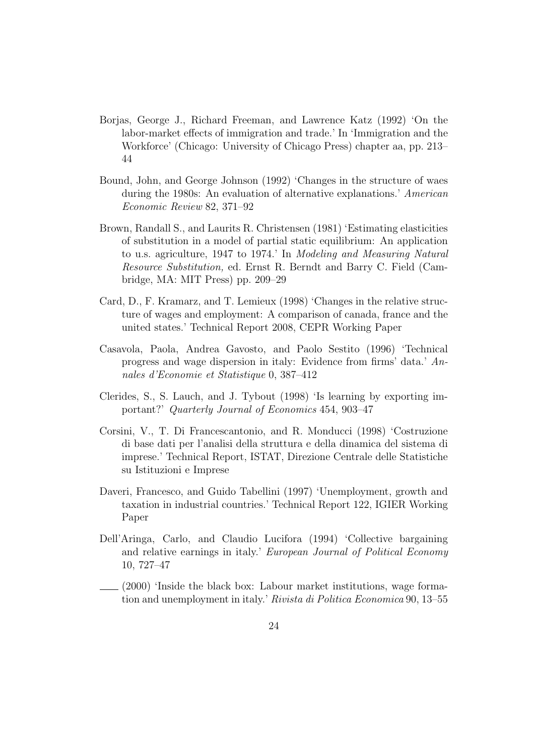Borjas, George J., Richard Freeman, and Lawrence Katz (1992) 'On the labor-market effects of immigration and trade.' In 'Immigration and the Workforce' (Chicago: University of Chicago Press) chapter aa, pp. 213–44

Bound, John, and George Johnson (1992) 'Changes in the structure of waes during the 1980s: An evaluation of alternative explanations.' *American Economic Review* 82, 371–92

Brown, Randall S., and Laurits R. Christensen (1981) 'Estimating elasticities of substitution in a model of partial static equilibrium: An application to u.s. agriculture, 1947 to 1974.' In *Modeling and Measuring Natural Resource Substitution,* ed. Ernst R. Berndt and Barry C. Field (Cambridge, MA: MIT Press) pp. 209–29

Card, D., F. Kramarz, and T. Lemieux (1998) 'Changes in the relative structure of wages and employment: A comparison of canada, france and the united states.' Technical Report 2008, CEPR Working Paper

Casavola, Paola, Andrea Gavosto, and Paolo Sestito (1996) 'Technical progress and wage dispersion in italy: Evidence from firms' data.' *Annales d'Economie et Statistique* 0, 387–412

Clerides, S., S. Lauch, and J. Tybout (1998) 'Is learning by exporting important?' *Quarterly Journal of Economics* 454, 903–47

Corsini, V., T. Di Francescantonio, and R. Monducci (1998) 'Costruzione di base dati per l'analisi della struttura e della dinamica del sistema di imprese.' Technical Report, ISTAT, Direzione Centrale delle Statistiche su Istituzioni e Imprese

Daveri, Francesco, and Guido Tabellini (1997) 'Unemployment, growth and taxation in industrial countries.' Technical Report 122, IGIER Working Paper

Dell'Aringa, Carlo, and Claudio Lucifora (1994) 'Collective bargaining and relative earnings in italy.' *European Journal of Political Economy* 10, 727–47

\_\_\_\_ (2000) 'Inside the black box: Labour market institutions, wage formation and unemployment in italy.' *Rivista di Politica Economica* 90, 13–55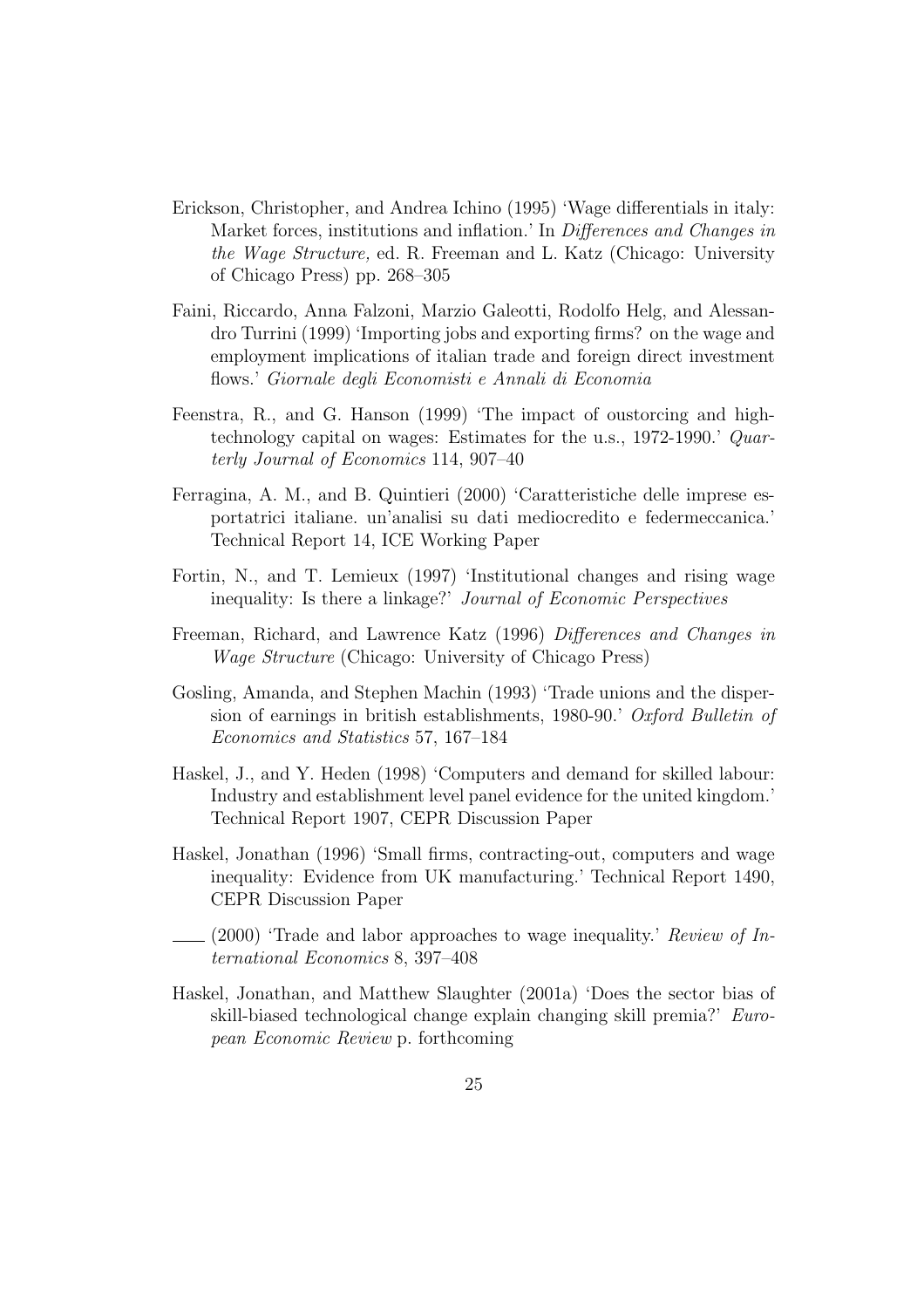Erickson, Christopher, and Andrea Ichino (1995) 'Wage differentials in italy: Market forces, institutions and inflation.' In *Differences and Changes in the Wage Structure,* ed. R. Freeman and L. Katz (Chicago: University of Chicago Press) pp. 268–305

Faini, Riccardo, Anna Falzoni, Marzio Galeotti, Rodolfo Helg, and Alessandro Turrini (1999) 'Importing jobs and exporting firms? on the wage and employment implications of italian trade and foreign direct investment flows.' *Giornale degli Economisti e Annali di Economia*

Feenstra, R., and G. Hanson (1999) 'The impact of oustorcing and high-technology capital on wages: Estimates for the u.s., 1972-1990.' *Quarterly Journal of Economics* 114, 907–40

Ferragina, A. M., and B. Quintieri (2000) 'Caratteristiche delle imprese esportatrici italiane. un'analisi su dati mediocredito e federmeccanica.' Technical Report 14, ICE Working Paper

Fortin, N., and T. Lemieux (1997) 'Institutional changes and rising wage inequality: Is there a linkage?' *Journal of Economic Perspectives*

Freeman, Richard, and Lawrence Katz (1996) *Differences and Changes in Wage Structure* (Chicago: University of Chicago Press)

Gosling, Amanda, and Stephen Machin (1993) 'Trade unions and the dispersion of earnings in british establishments, 1980-90.' *Oxford Bulletin of Economics and Statistics* 57, 167–184

Haskel, J., and Y. Heden (1998) 'Computers and demand for skilled labour: Industry and establishment level panel evidence for the united kingdom.' Technical Report 1907, CEPR Discussion Paper

Haskel, Jonathan (1996) 'Small firms, contracting-out, computers and wage inequality: Evidence from UK manufacturing.' Technical Report 1490, CEPR Discussion Paper

—— (2000) 'Trade and labor approaches to wage inequality.' *Review of International Economics* 8, 397–408

Haskel, Jonathan, and Matthew Slaughter (2001a) 'Does the sector bias of skill-biased technological change explain changing skill premia?' *European Economic Review* p. forthcoming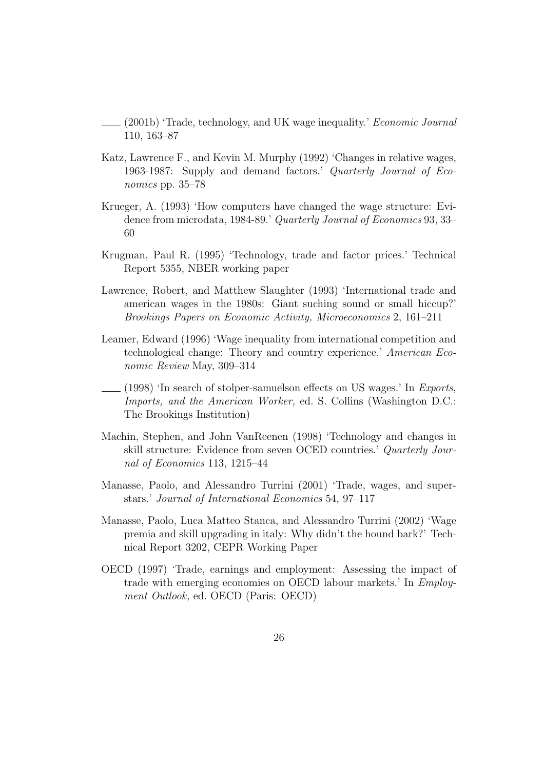—— (2001b) 'Trade, technology, and UK wage inequality.' *Economic Journal* 110, 163–87

Katz, Lawrence F., and Kevin M. Murphy (1992) 'Changes in relative wages, 1963-1987: Supply and demand factors.' *Quarterly Journal of Economics* pp. 35–78

Krueger, A. (1993) 'How computers have changed the wage structure: Evidence from microdata, 1984-89.' *Quarterly Journal of Economics* 93, 33–60

Krugman, Paul R. (1995) 'Technology, trade and factor prices.' Technical Report 5355, NBER working paper

Lawrence, Robert, and Matthew Slaughter (1993) 'International trade and american wages in the 1980s: Giant suching sound or small hiccup?' *Brookings Papers on Economic Activity, Microeconomics* 2, 161–211

Leamer, Edward (1996) 'Wage inequality from international competition and technological change: Theory and country experience.' *American Economic Review* May, 309–314

—— (1998) 'In search of stolper-samuelson effects on US wages.' In *Exports, Imports, and the American Worker,* ed. S. Collins (Washington D.C.: The Brookings Institution)

Machin, Stephen, and John VanReenen (1998) 'Technology and changes in skill structure: Evidence from seven OCED countries.' *Quarterly Journal of Economics* 113, 1215–44

Manasse, Paolo, and Alessandro Turrini (2001) 'Trade, wages, and superstars.' *Journal of International Economics* 54, 97–117

Manasse, Paolo, Luca Matteo Stanca, and Alessandro Turrini (2002) 'Wage premia and skill upgrading in italy: Why didn't the hound bark?' Technical Report 3202, CEPR Working Paper

OECD (1997) 'Trade, earnings and employment: Assessing the impact of trade with emerging economies on OECD labour markets.' In *Employment Outlook,* ed. OECD (Paris: OECD)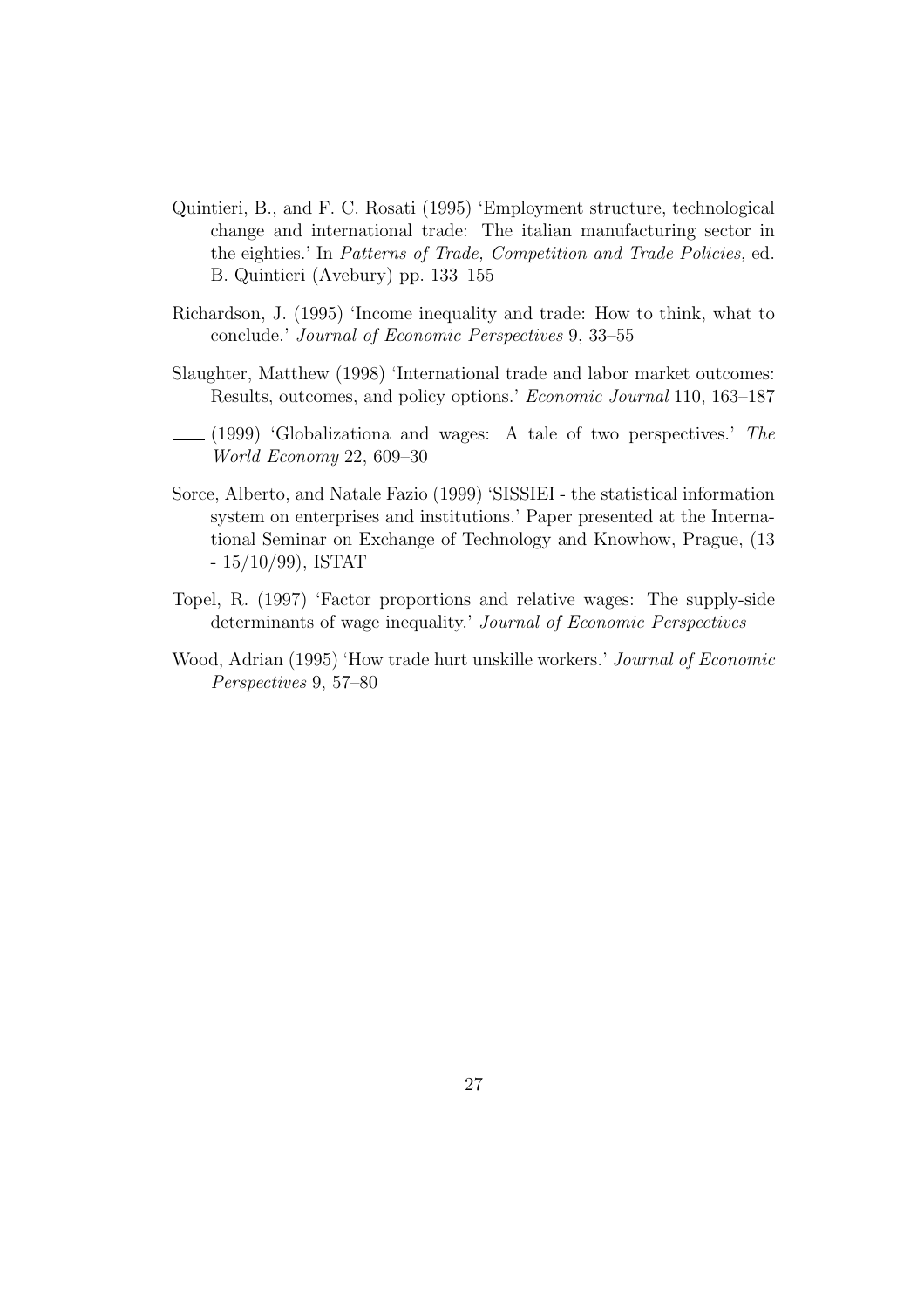Quintieri, B., and F. C. Rosati (1995) 'Employment structure, technological change and international trade: The italian manufacturing sector in the eighties.' In *Patterns of Trade, Competition and Trade Policies,* ed. B. Quintieri (Avebury) pp. 133–155

Richardson, J. (1995) 'Income inequality and trade: How to think, what to conclude.' *Journal of Economic Perspectives* 9, 33–55

Slaughter, Matthew (1998) 'International trade and labor market outcomes: Results, outcomes, and policy options.' *Economic Journal* 110, 163–187

—— (1999) 'Globalizationa and wages: A tale of two perspectives.' *The World Economy* 22, 609–30

Sorce, Alberto, and Natale Fazio (1999) 'SISSIEI - the statistical information system on enterprises and institutions.' Paper presented at the International Seminar on Exchange of Technology and Knowhow, Prague, (13 - 15/10/99), ISTAT

Topel, R. (1997) 'Factor proportions and relative wages: The supply-side determinants of wage inequality.' *Journal of Economic Perspectives*

Wood, Adrian (1995) 'How trade hurt unskille workers.' *Journal of Economic Perspectives* 9, 57–80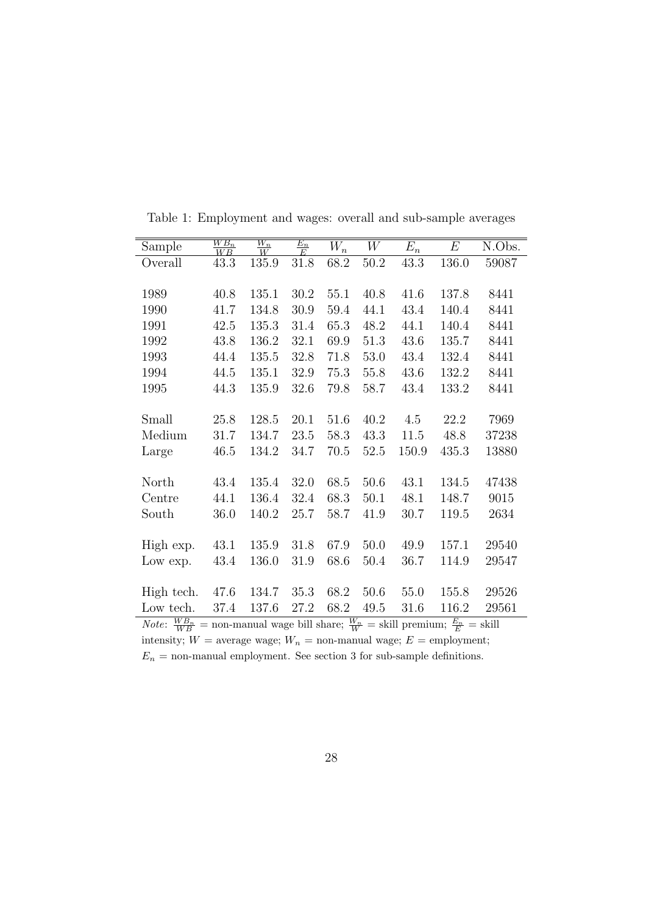Table 1: Employment and wages: overall and sub-sample averages

| Sample | $\frac{WB_n}{WB}$ | $\frac{W_n}{W}$ | $\frac{E_n}{E}$ | $W_n$ | $W$ | $E_n$ | $E$ | N.Obs. |
|---|---|---|---|---|---|---|---|---|
| Overall | 43.3 | 135.9 | 31.8 | 68.2 | 50.2 | 43.3 | 136.0 | 59087 |
| | | | | | | | | |
| 1989 | 40.8 | 135.1 | 30.2 | 55.1 | 40.8 | 41.6 | 137.8 | 8441 |
| 1990 | 41.7 | 134.8 | 30.9 | 59.4 | 44.1 | 43.4 | 140.4 | 8441 |
| 1991 | 42.5 | 135.3 | 31.4 | 65.3 | 48.2 | 44.1 | 140.4 | 8441 |
| 1992 | 43.8 | 136.2 | 32.1 | 69.9 | 51.3 | 43.6 | 135.7 | 8441 |
| 1993 | 44.4 | 135.5 | 32.8 | 71.8 | 53.0 | 43.4 | 132.4 | 8441 |
| 1994 | 44.5 | 135.1 | 32.9 | 75.3 | 55.8 | 43.6 | 132.2 | 8441 |
| 1995 | 44.3 | 135.9 | 32.6 | 79.8 | 58.7 | 43.4 | 133.2 | 8441 |
| | | | | | | | | |
| Small | 25.8 | 128.5 | 20.1 | 51.6 | 40.2 | 4.5 | 22.2 | 7969 |
| Medium | 31.7 | 134.7 | 23.5 | 58.3 | 43.3 | 11.5 | 48.8 | 37238 |
| Large | 46.5 | 134.2 | 34.7 | 70.5 | 52.5 | 150.9 | 435.3 | 13880 |
| | | | | | | | | |
| North | 43.4 | 135.4 | 32.0 | 68.5 | 50.6 | 43.1 | 134.5 | 47438 |
| Centre | 44.1 | 136.4 | 32.4 | 68.3 | 50.1 | 48.1 | 148.7 | 9015 |
| South | 36.0 | 140.2 | 25.7 | 58.7 | 41.9 | 30.7 | 119.5 | 2634 |
| | | | | | | | | |
| High exp. | 43.1 | 135.9 | 31.8 | 67.9 | 50.0 | 49.9 | 157.1 | 29540 |
| Low exp. | 43.4 | 136.0 | 31.9 | 68.6 | 50.4 | 36.7 | 114.9 | 29547 |
| | | | | | | | | |
| High tech. | 47.6 | 134.7 | 35.3 | 68.2 | 50.6 | 55.0 | 155.8 | 29526 |
| Low tech. | 37.4 | 137.6 | 27.2 | 68.2 | 49.5 | 31.6 | 116.2 | 29561 |

*Note*: $\frac{WB_n}{WB}$ = non-manual wage bill share; $\frac{W_n}{W}$ = skill premium; $\frac{E_n}{E}$ = skill intensity; $W$ = average wage; $W_n$ = non-manual wage; $E$ = employment; $E_n$ = non-manual employment. See section 3 for sub-sample definitions.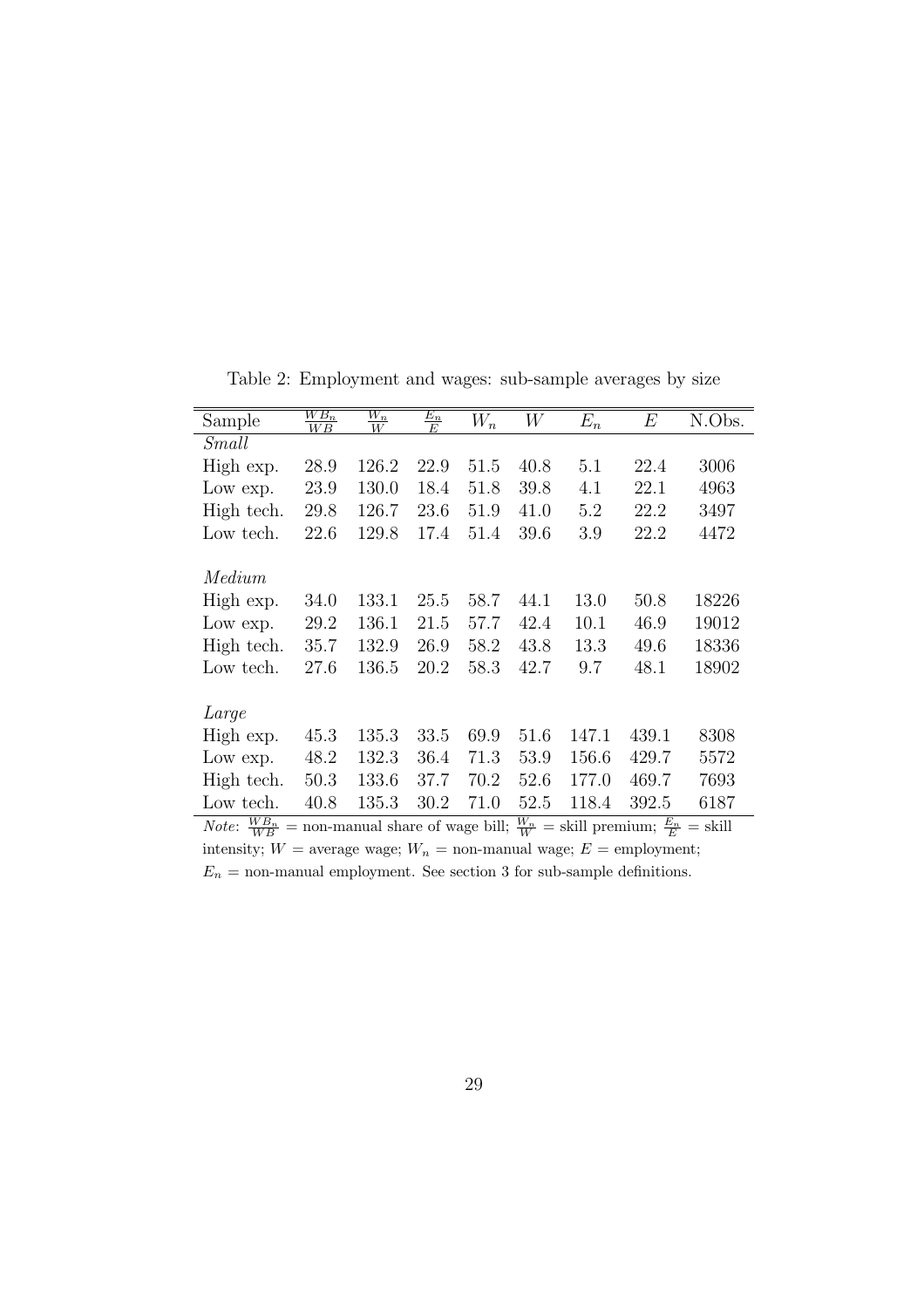Table 2: Employment and wages: sub-sample averages by size

| Sample | $\frac{WB_n}{WB}$ | $\frac{W_n}{W}$ | $\frac{E_n}{E}$ | $W_n$ | $W$ | $E_n$ | $E$ | N.Obs. |
|---|---|---|---|---|---|---|---|---|
| *Small* | | | | | | | | |
| High exp. | 28.9 | 126.2 | 22.9 | 51.5 | 40.8 | 5.1 | 22.4 | 3006 |
| Low exp. | 23.9 | 130.0 | 18.4 | 51.8 | 39.8 | 4.1 | 22.1 | 4963 |
| High tech. | 29.8 | 126.7 | 23.6 | 51.9 | 41.0 | 5.2 | 22.2 | 3497 |
| Low tech. | 22.6 | 129.8 | 17.4 | 51.4 | 39.6 | 3.9 | 22.2 | 4472 |
| *Medium* | | | | | | | | |
| High exp. | 34.0 | 133.1 | 25.5 | 58.7 | 44.1 | 13.0 | 50.8 | 18226 |
| Low exp. | 29.2 | 136.1 | 21.5 | 57.7 | 42.4 | 10.1 | 46.9 | 19012 |
| High tech. | 35.7 | 132.9 | 26.9 | 58.2 | 43.8 | 13.3 | 49.6 | 18336 |
| Low tech. | 27.6 | 136.5 | 20.2 | 58.3 | 42.7 | 9.7 | 48.1 | 18902 |
| *Large* | | | | | | | | |
| High exp. | 45.3 | 135.3 | 33.5 | 69.9 | 51.6 | 147.1 | 439.1 | 8308 |
| Low exp. | 48.2 | 132.3 | 36.4 | 71.3 | 53.9 | 156.6 | 429.7 | 5572 |
| High tech. | 50.3 | 133.6 | 37.7 | 70.2 | 52.6 | 177.0 | 469.7 | 7693 |
| Low tech. | 40.8 | 135.3 | 30.2 | 71.0 | 52.5 | 118.4 | 392.5 | 6187 |

*Note*: $\frac{WB_n}{WB}$ = non-manual share of wage bill; $\frac{W_n}{W}$ = skill premium; $\frac{E_n}{E}$ = skill intensity; $W$ = average wage; $W_n$ = non-manual wage; $E$ = employment; $E_n$ = non-manual employment. See section 3 for sub-sample definitions.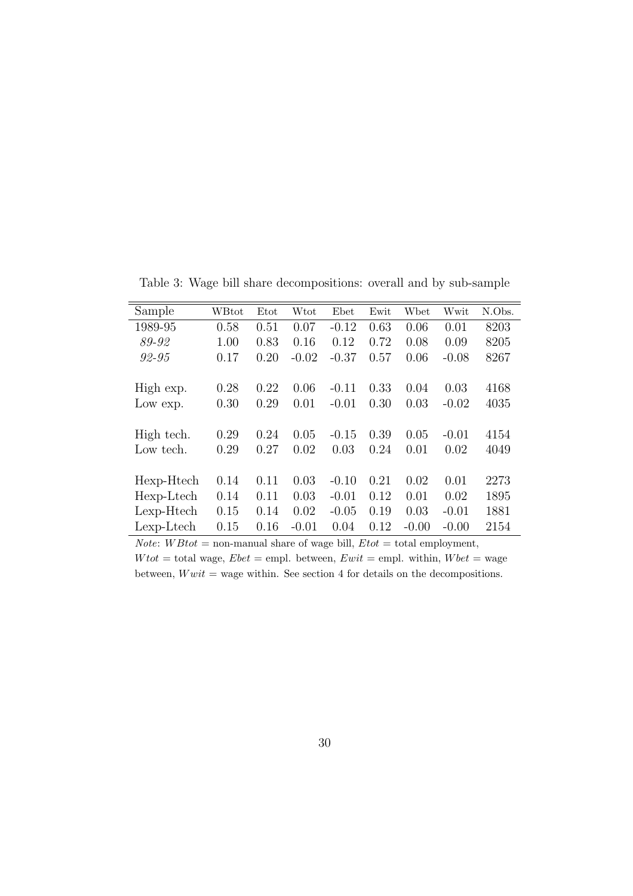Table 3: Wage bill share decompositions: overall and by sub-sample

| Sample | WBtot | Etot | Wtot | Ebet | Ewit | Wbet | Wwit | N.Obs. |
|---|---|---|---|---|---|---|---|---|
| 1989-95 | 0.58 | 0.51 | 0.07 | -0.12 | 0.63 | 0.06 | 0.01 | 8203 |
| *89-92* | 1.00 | 0.83 | 0.16 | 0.12 | 0.72 | 0.08 | 0.09 | 8205 |
| *92-95* | 0.17 | 0.20 | -0.02 | -0.37 | 0.57 | 0.06 | -0.08 | 8267 |
| | | | | | | | | |
| High exp. | 0.28 | 0.22 | 0.06 | -0.11 | 0.33 | 0.04 | 0.03 | 4168 |
| Low exp. | 0.30 | 0.29 | 0.01 | -0.01 | 0.30 | 0.03 | -0.02 | 4035 |
| | | | | | | | | |
| High tech. | 0.29 | 0.24 | 0.05 | -0.15 | 0.39 | 0.05 | -0.01 | 4154 |
| Low tech. | 0.29 | 0.27 | 0.02 | 0.03 | 0.24 | 0.01 | 0.02 | 4049 |
| | | | | | | | | |
| Hexp-Htech | 0.14 | 0.11 | 0.03 | -0.10 | 0.21 | 0.02 | 0.01 | 2273 |
| Hexp-Ltech | 0.14 | 0.11 | 0.03 | -0.01 | 0.12 | 0.01 | 0.02 | 1895 |
| Lexp-Htech | 0.15 | 0.14 | 0.02 | -0.05 | 0.19 | 0.03 | -0.01 | 1881 |
| Lexp-Ltech | 0.15 | 0.16 | -0.01 | 0.04 | 0.12 | -0.00 | -0.00 | 2154 |

*Note*: $WBtot$ = non-manual share of wage bill, $Etot$ = total employment, $Wtot$ = total wage, $Ebet$ = empl. between, $Ewit$ = empl. within, $Wbet$ = wage between, $Wwit$ = wage within. See section 4 for details on the decompositions.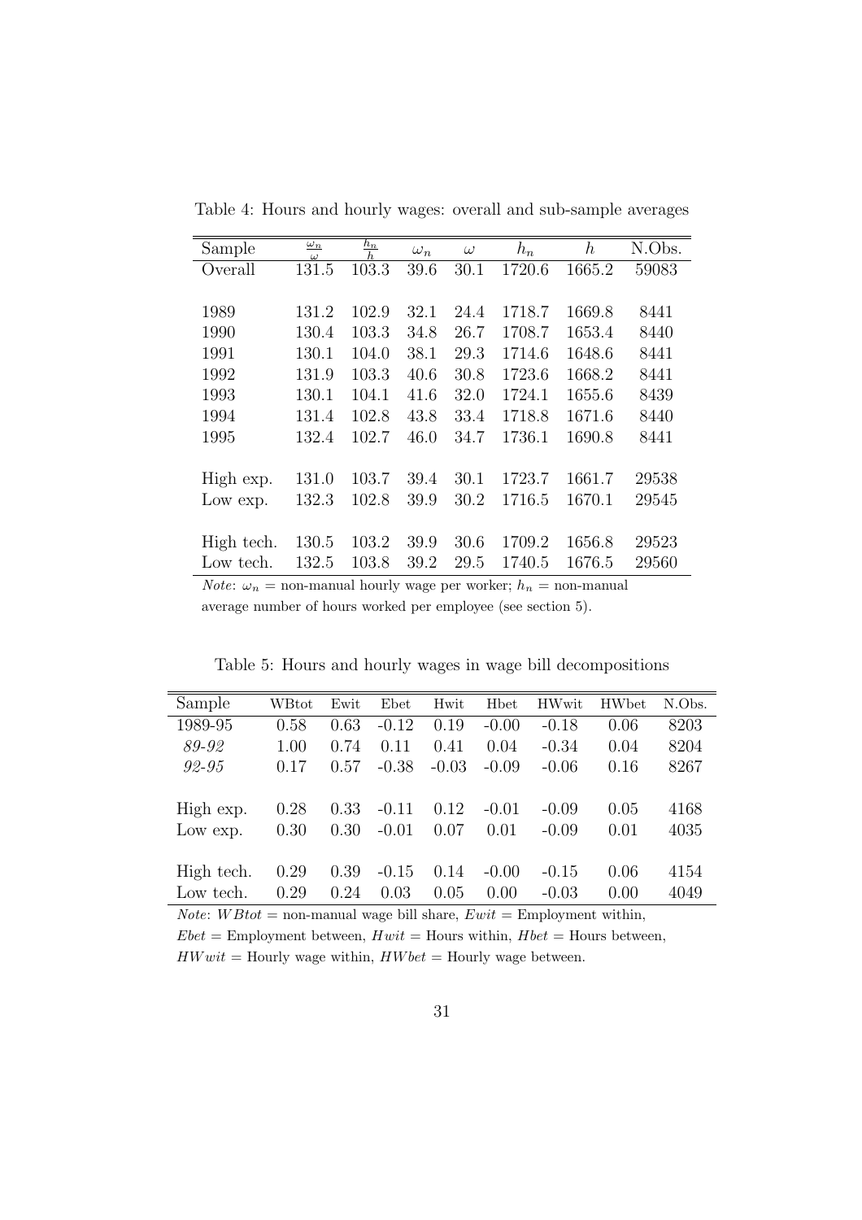Table 4: Hours and hourly wages: overall and sub-sample averages

| Sample | $\frac{\omega_n}{\omega}$ | $\frac{h_n}{h}$ | $\omega_n$ | $\omega$ | $h_n$ | $h$ | N.Obs. |
|---|---|---|---|---|---|---|---|
| Overall | 131.5 | 103.3 | 39.6 | 30.1 | 1720.6 | 1665.2 | 59083 |
| | | | | | | | |
| 1989 | 131.2 | 102.9 | 32.1 | 24.4 | 1718.7 | 1669.8 | 8441 |
| 1990 | 130.4 | 103.3 | 34.8 | 26.7 | 1708.7 | 1653.4 | 8440 |
| 1991 | 130.1 | 104.0 | 38.1 | 29.3 | 1714.6 | 1648.6 | 8441 |
| 1992 | 131.9 | 103.3 | 40.6 | 30.8 | 1723.6 | 1668.2 | 8441 |
| 1993 | 130.1 | 104.1 | 41.6 | 32.0 | 1724.1 | 1655.6 | 8439 |
| 1994 | 131.4 | 102.8 | 43.8 | 33.4 | 1718.8 | 1671.6 | 8440 |
| 1995 | 132.4 | 102.7 | 46.0 | 34.7 | 1736.1 | 1690.8 | 8441 |
| | | | | | | | |
| High exp. | 131.0 | 103.7 | 39.4 | 30.1 | 1723.7 | 1661.7 | 29538 |
| Low exp. | 132.3 | 102.8 | 39.9 | 30.2 | 1716.5 | 1670.1 | 29545 |
| | | | | | | | |
| High tech. | 130.5 | 103.2 | 39.9 | 30.6 | 1709.2 | 1656.8 | 29523 |
| Low tech. | 132.5 | 103.8 | 39.2 | 29.5 | 1740.5 | 1676.5 | 29560 |

*Note*: $\omega_n$ = non-manual hourly wage per worker; $h_n$ = non-manual average number of hours worked per employee (see section 5).

Table 5: Hours and hourly wages in wage bill decompositions

| Sample | WBtot | Ewit | Ebet | Hwit | Hbet | HWwit | HWbet | N.Obs. |
|---|---|---|---|---|---|---|---|---|
| 1989-95 | 0.58 | 0.63 | -0.12 | 0.19 | -0.00 | -0.18 | 0.06 | 8203 |
| *89-92* | 1.00 | 0.74 | 0.11 | 0.41 | 0.04 | -0.34 | 0.04 | 8204 |
| *92-95* | 0.17 | 0.57 | -0.38 | -0.03 | -0.09 | -0.06 | 0.16 | 8267 |
| | | | | | | | | |
| High exp. | 0.28 | 0.33 | -0.11 | 0.12 | -0.01 | -0.09 | 0.05 | 4168 |
| Low exp. | 0.30 | 0.30 | -0.01 | 0.07 | 0.01 | -0.09 | 0.01 | 4035 |
| | | | | | | | | |
| High tech. | 0.29 | 0.39 | -0.15 | 0.14 | -0.00 | -0.15 | 0.06 | 4154 |
| Low tech. | 0.29 | 0.24 | 0.03 | 0.05 | 0.00 | -0.03 | 0.00 | 4049 |

*Note*: $WBtot$ = non-manual wage bill share, $Ewit$ = Employment within, $Ebet$ = Employment between, $Hwit$ = Hours within, $Hbet$ = Hours between, $HWwit$ = Hourly wage within, $HWbet$ = Hourly wage between.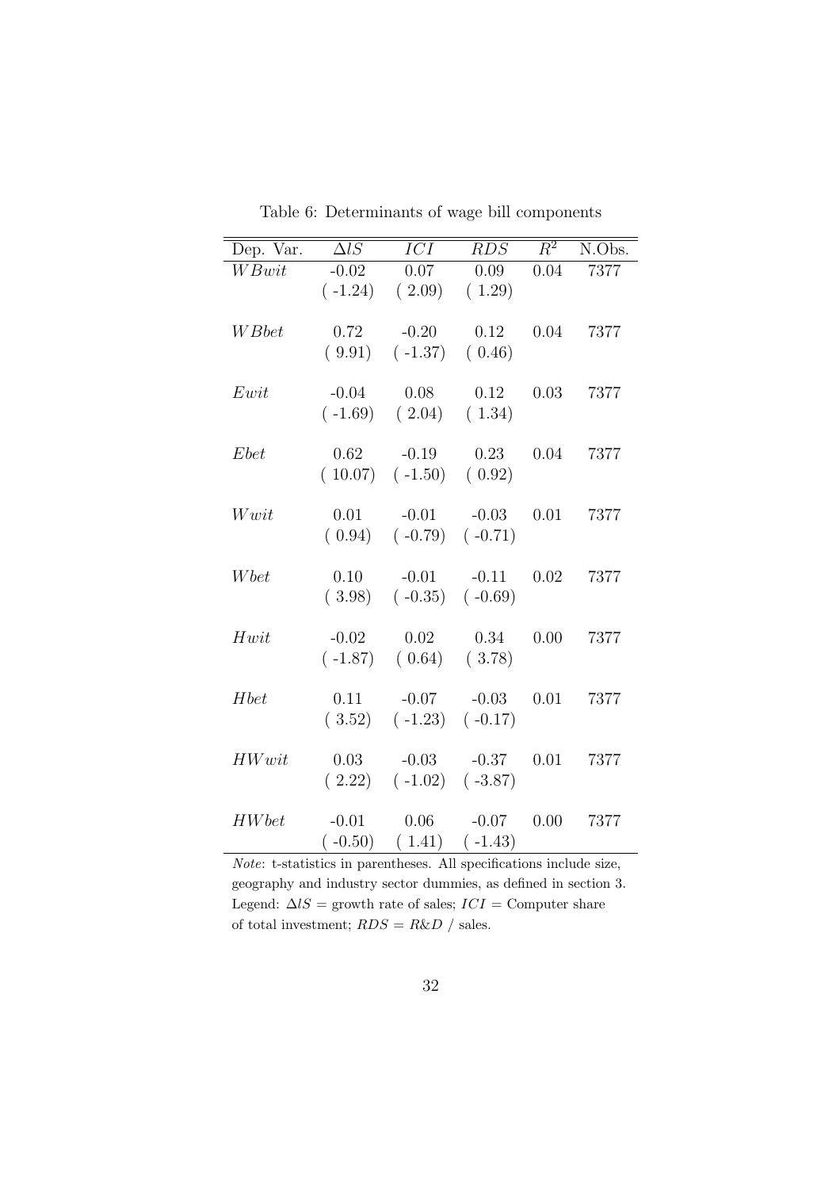Table 6: Determinants of wage bill components

| Dep. Var. | $\Delta lS$ | $ICI$ | $RDS$ | $R^2$ | N.Obs. |
|---|---|---|---|---|---|
| $WBwit$ | -0.02 | 0.07 | 0.09 | 0.04 | 7377 |
| | ( -1.24) | ( 2.09) | ( 1.29) | | |
| $WBbet$ | 0.72 | -0.20 | 0.12 | 0.04 | 7377 |
| | ( 9.91) | ( -1.37) | ( 0.46) | | |
| $Ewit$ | -0.04 | 0.08 | 0.12 | 0.03 | 7377 |
| | ( -1.69) | ( 2.04) | ( 1.34) | | |
| $Ebet$ | 0.62 | -0.19 | 0.23 | 0.04 | 7377 |
| | ( 10.07) | ( -1.50) | ( 0.92) | | |
| $Wwit$ | 0.01 | -0.01 | -0.03 | 0.01 | 7377 |
| | ( 0.94) | ( -0.79) | ( -0.71) | | |
| $Wbet$ | 0.10 | -0.01 | -0.11 | 0.02 | 7377 |
| | ( 3.98) | ( -0.35) | ( -0.69) | | |
| $Hwit$ | -0.02 | 0.02 | 0.34 | 0.00 | 7377 |
| | ( -1.87) | ( 0.64) | ( 3.78) | | |
| $Hbet$ | 0.11 | -0.07 | -0.03 | 0.01 | 7377 |
| | ( 3.52) | ( -1.23) | ( -0.17) | | |
| $HWwit$ | 0.03 | -0.03 | -0.37 | 0.01 | 7377 |
| | ( 2.22) | ( -1.02) | ( -3.87) | | |
| $HWbet$ | -0.01 | 0.06 | -0.07 | 0.00 | 7377 |
| | ( -0.50) | ( 1.41) | ( -1.43) | | |

*Note*: t-statistics in parentheses. All specifications include size, geography and industry sector dummies, as defined in section 3. Legend: $\Delta lS$ = growth rate of sales; $ICI$ = Computer share of total investment; $RDS = R\&D$ / sales.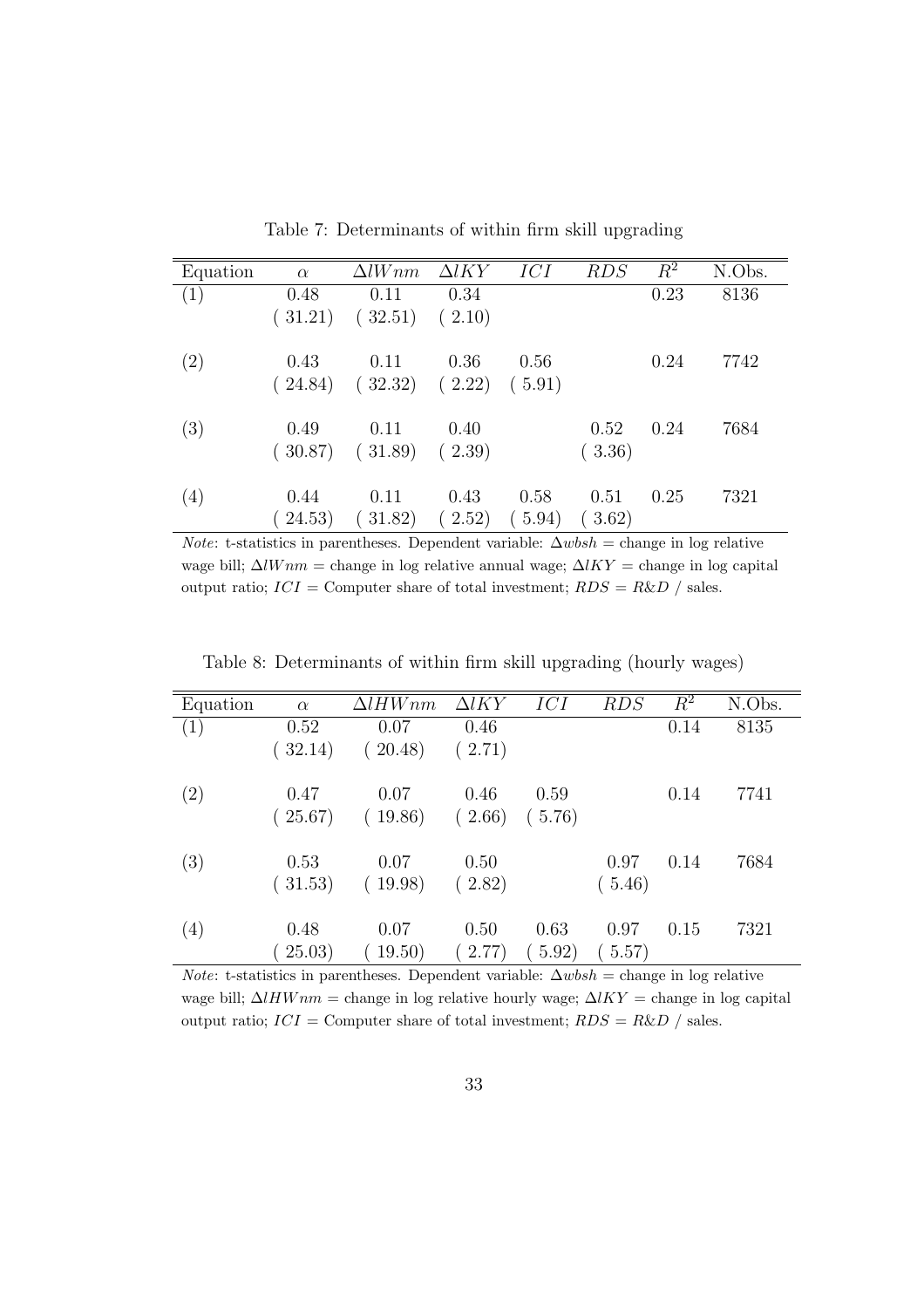Table 7: Determinants of within firm skill upgrading

| Equation | $\alpha$ | $\Delta lWnm$ | $\Delta lKY$ | $ICI$ | $RDS$ | $R^2$ | N.Obs. |
|---|---|---|---|---|---|---|---|
| (1) | 0.48 | 0.11 | 0.34 | | | 0.23 | 8136 |
| | ( 31.21) | ( 32.51) | ( 2.10) | | | | |
| (2) | 0.43 | 0.11 | 0.36 | 0.56 | | 0.24 | 7742 |
| | ( 24.84) | ( 32.32) | ( 2.22) | ( 5.91) | | | |
| (3) | 0.49 | 0.11 | 0.40 | | 0.52 | 0.24 | 7684 |
| | ( 30.87) | ( 31.89) | ( 2.39) | | ( 3.36) | | |
| (4) | 0.44 | 0.11 | 0.43 | 0.58 | 0.51 | 0.25 | 7321 |
| | ( 24.53) | ( 31.82) | ( 2.52) | ( 5.94) | ( 3.62) | | |

*Note*: t-statistics in parentheses. Dependent variable: $\Delta wbsh$ = change in log relative wage bill; $\Delta lWnm$ = change in log relative annual wage; $\Delta lKY$ = change in log capital output ratio; $ICI$ = Computer share of total investment; $RDS$ = $R\&D$ / sales.

Table 8: Determinants of within firm skill upgrading (hourly wages)

| Equation | $\alpha$ | $\Delta lHWnm$ | $\Delta lKY$ | $ICI$ | $RDS$ | $R^2$ | N.Obs. |
|---|---|---|---|---|---|---|---|
| (1) | 0.52 | 0.07 | 0.46 | | | 0.14 | 8135 |
| | ( 32.14) | ( 20.48) | ( 2.71) | | | | |
| (2) | 0.47 | 0.07 | 0.46 | 0.59 | | 0.14 | 7741 |
| | ( 25.67) | ( 19.86) | ( 2.66) | ( 5.76) | | | |
| (3) | 0.53 | 0.07 | 0.50 | | 0.97 | 0.14 | 7684 |
| | ( 31.53) | ( 19.98) | ( 2.82) | | ( 5.46) | | |
| (4) | 0.48 | 0.07 | 0.50 | 0.63 | 0.97 | 0.15 | 7321 |
| | ( 25.03) | ( 19.50) | ( 2.77) | ( 5.92) | ( 5.57) | | |

*Note*: t-statistics in parentheses. Dependent variable: $\Delta wbsh$ = change in log relative wage bill; $\Delta lHWnm$ = change in log relative hourly wage; $\Delta lKY$ = change in log capital output ratio; $ICI$ = Computer share of total investment; $RDS$ = $R\&D$ / sales.